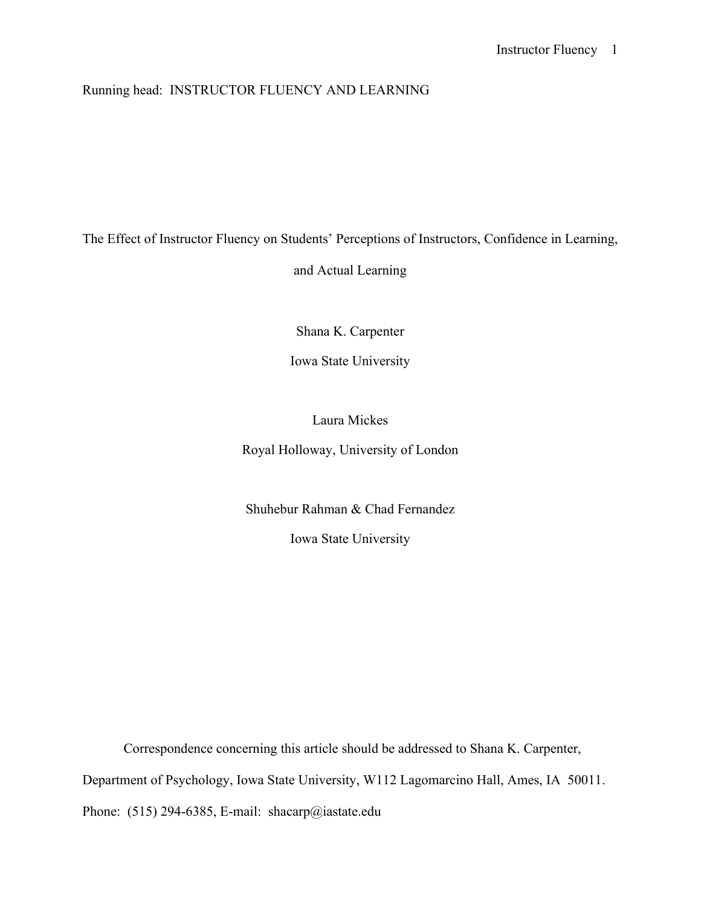Running head: INSTRUCTOR FLUENCY AND LEARNING

# The Effect of Instructor Fluency on Students' Perceptions of Instructors, Confidence in Learning, and Actual Learning

Shana K. Carpenter

Iowa State University

Laura Mickes

Royal Holloway, University of London

Shuhebur Rahman & Chad Fernandez

Iowa State University

Correspondence concerning this article should be addressed to Shana K. Carpenter, Department of Psychology, Iowa State University, W112 Lagomarcino Hall, Ames, IA 50011. Phone: (515) 294-6385, E-mail: shacarp@iastate.edu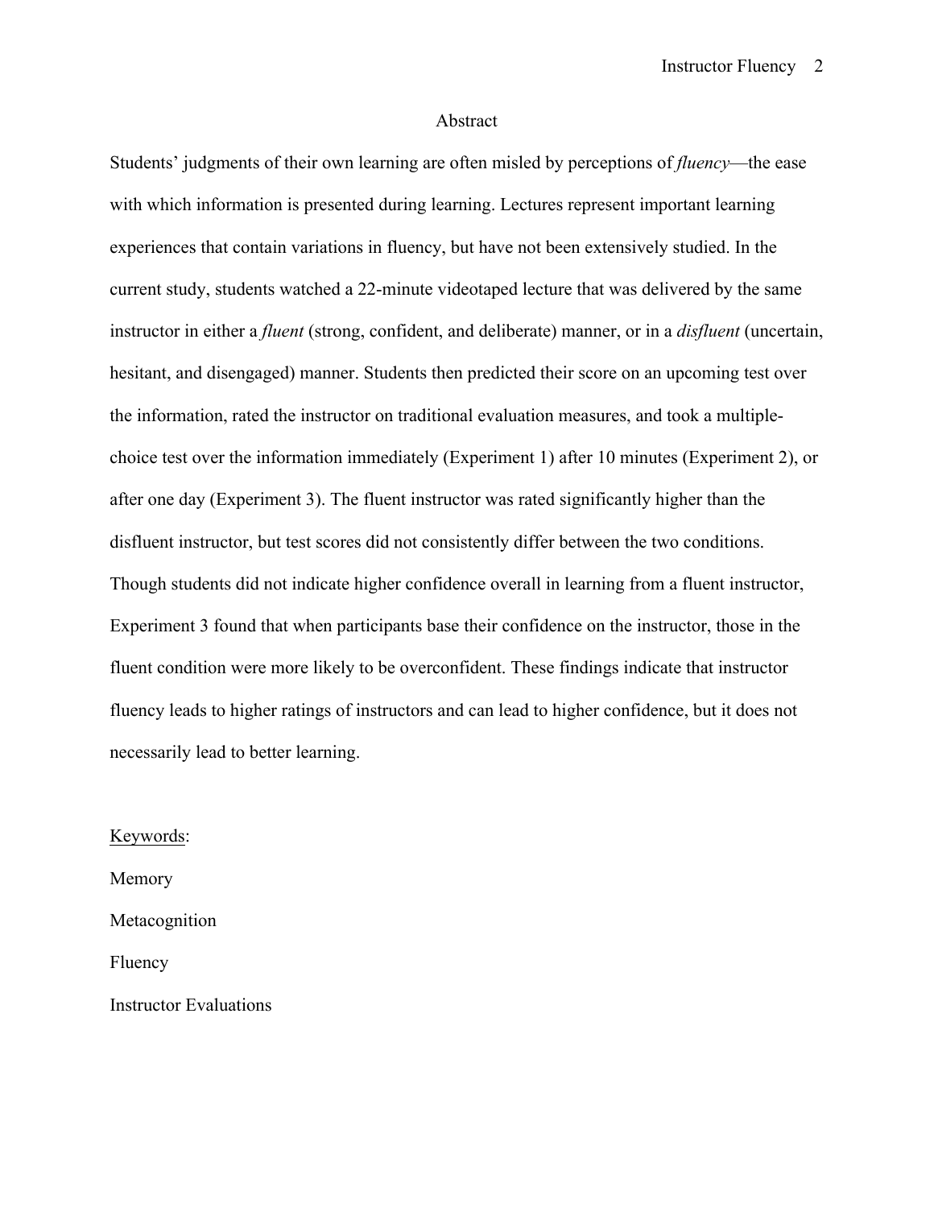# Abstract

Students' judgments of their own learning are often misled by perceptions of *fluency*—the ease with which information is presented during learning. Lectures represent important learning experiences that contain variations in fluency, but have not been extensively studied. In the current study, students watched a 22-minute videotaped lecture that was delivered by the same instructor in either a *fluent* (strong, confident, and deliberate) manner, or in a *disfluent* (uncertain, hesitant, and disengaged) manner. Students then predicted their score on an upcoming test over the information, rated the instructor on traditional evaluation measures, and took a multiple-choice test over the information immediately (Experiment 1) after 10 minutes (Experiment 2), or after one day (Experiment 3). The fluent instructor was rated significantly higher than the disfluent instructor, but test scores did not consistently differ between the two conditions. Though students did not indicate higher confidence overall in learning from a fluent instructor, Experiment 3 found that when participants base their confidence on the instructor, those in the fluent condition were more likely to be overconfident. These findings indicate that instructor fluency leads to higher ratings of instructors and can lead to higher confidence, but it does not necessarily lead to better learning.

Keywords:

Memory

Metacognition

Fluency

Instructor Evaluations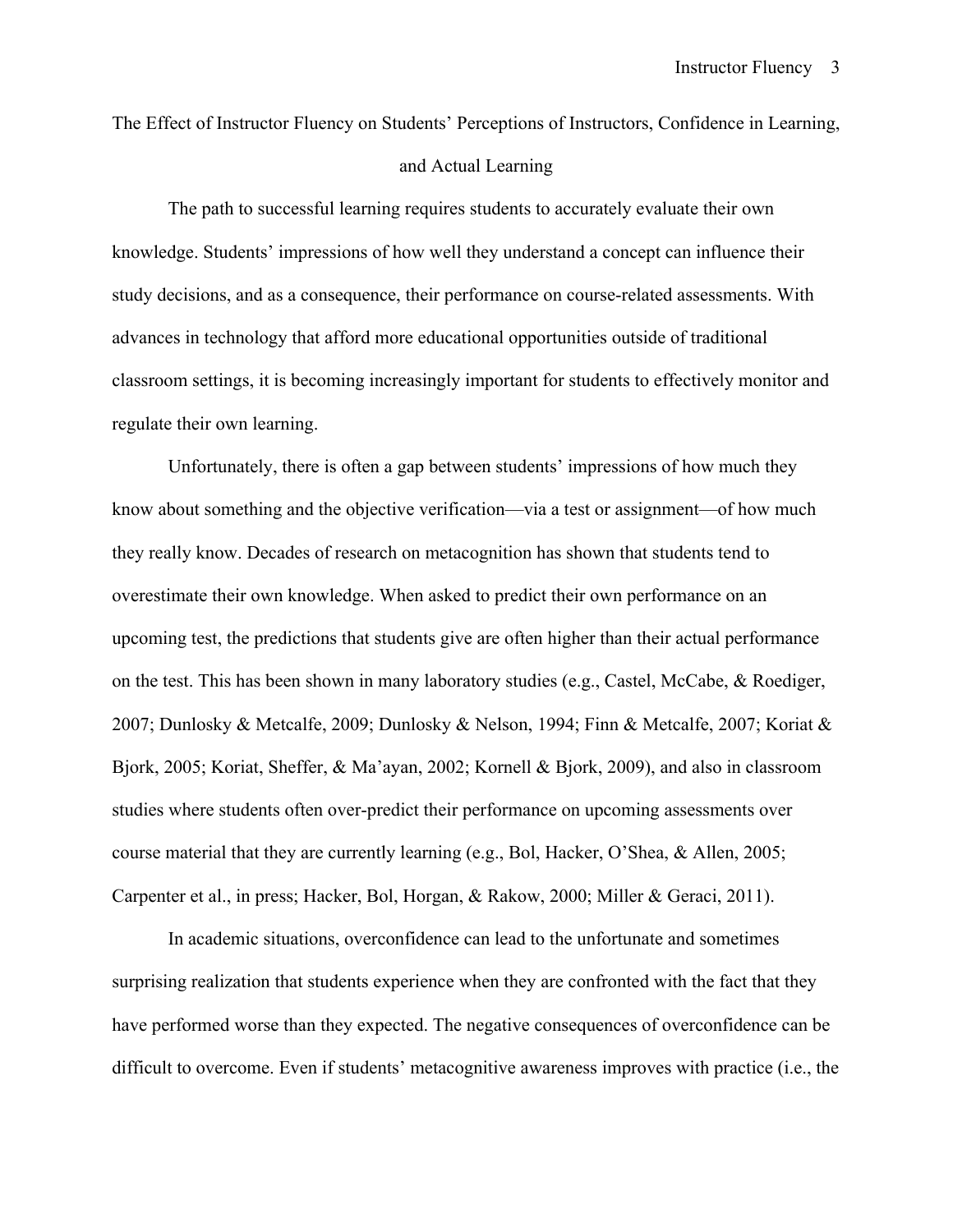# The Effect of Instructor Fluency on Students' Perceptions of Instructors, Confidence in Learning, and Actual Learning

The path to successful learning requires students to accurately evaluate their own knowledge. Students' impressions of how well they understand a concept can influence their study decisions, and as a consequence, their performance on course-related assessments. With advances in technology that afford more educational opportunities outside of traditional classroom settings, it is becoming increasingly important for students to effectively monitor and regulate their own learning.

Unfortunately, there is often a gap between students' impressions of how much they know about something and the objective verification—via a test or assignment—of how much they really know. Decades of research on metacognition has shown that students tend to overestimate their own knowledge. When asked to predict their own performance on an upcoming test, the predictions that students give are often higher than their actual performance on the test. This has been shown in many laboratory studies (e.g., Castel, McCabe, & Roediger, 2007; Dunlosky & Metcalfe, 2009; Dunlosky & Nelson, 1994; Finn & Metcalfe, 2007; Koriat & Bjork, 2005; Koriat, Sheffer, & Ma'ayan, 2002; Kornell & Bjork, 2009), and also in classroom studies where students often over-predict their performance on upcoming assessments over course material that they are currently learning (e.g., Bol, Hacker, O'Shea, & Allen, 2005; Carpenter et al., in press; Hacker, Bol, Horgan, & Rakow, 2000; Miller & Geraci, 2011).

In academic situations, overconfidence can lead to the unfortunate and sometimes surprising realization that students experience when they are confronted with the fact that they have performed worse than they expected. The negative consequences of overconfidence can be difficult to overcome. Even if students' metacognitive awareness improves with practice (i.e., the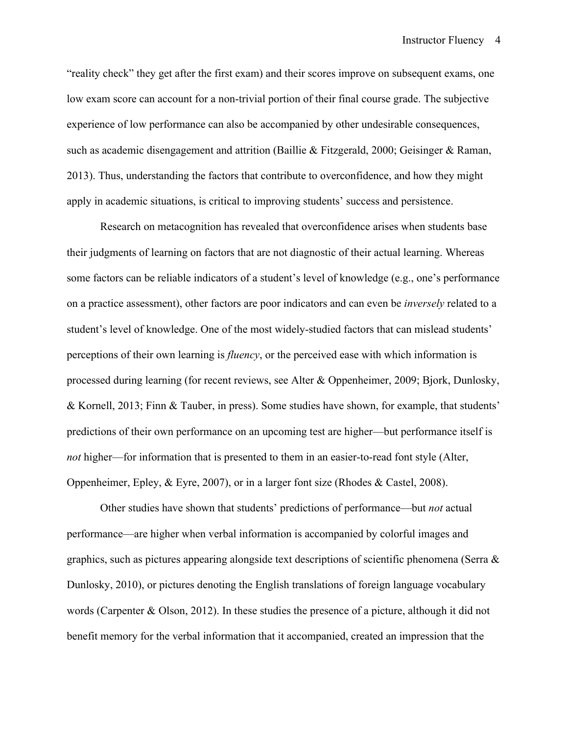"reality check" they get after the first exam) and their scores improve on subsequent exams, one low exam score can account for a non-trivial portion of their final course grade. The subjective experience of low performance can also be accompanied by other undesirable consequences, such as academic disengagement and attrition (Baillie & Fitzgerald, 2000; Geisinger & Raman, 2013). Thus, understanding the factors that contribute to overconfidence, and how they might apply in academic situations, is critical to improving students' success and persistence.

Research on metacognition has revealed that overconfidence arises when students base their judgments of learning on factors that are not diagnostic of their actual learning. Whereas some factors can be reliable indicators of a student's level of knowledge (e.g., one's performance on a practice assessment), other factors are poor indicators and can even be *inversely* related to a student's level of knowledge. One of the most widely-studied factors that can mislead students' perceptions of their own learning is *fluency*, or the perceived ease with which information is processed during learning (for recent reviews, see Alter & Oppenheimer, 2009; Bjork, Dunlosky, & Kornell, 2013; Finn & Tauber, in press). Some studies have shown, for example, that students' predictions of their own performance on an upcoming test are higher—but performance itself is *not* higher—for information that is presented to them in an easier-to-read font style (Alter, Oppenheimer, Epley, & Eyre, 2007), or in a larger font size (Rhodes & Castel, 2008).

Other studies have shown that students' predictions of performance—but *not* actual performance—are higher when verbal information is accompanied by colorful images and graphics, such as pictures appearing alongside text descriptions of scientific phenomena (Serra & Dunlosky, 2010), or pictures denoting the English translations of foreign language vocabulary words (Carpenter & Olson, 2012). In these studies the presence of a picture, although it did not benefit memory for the verbal information that it accompanied, created an impression that the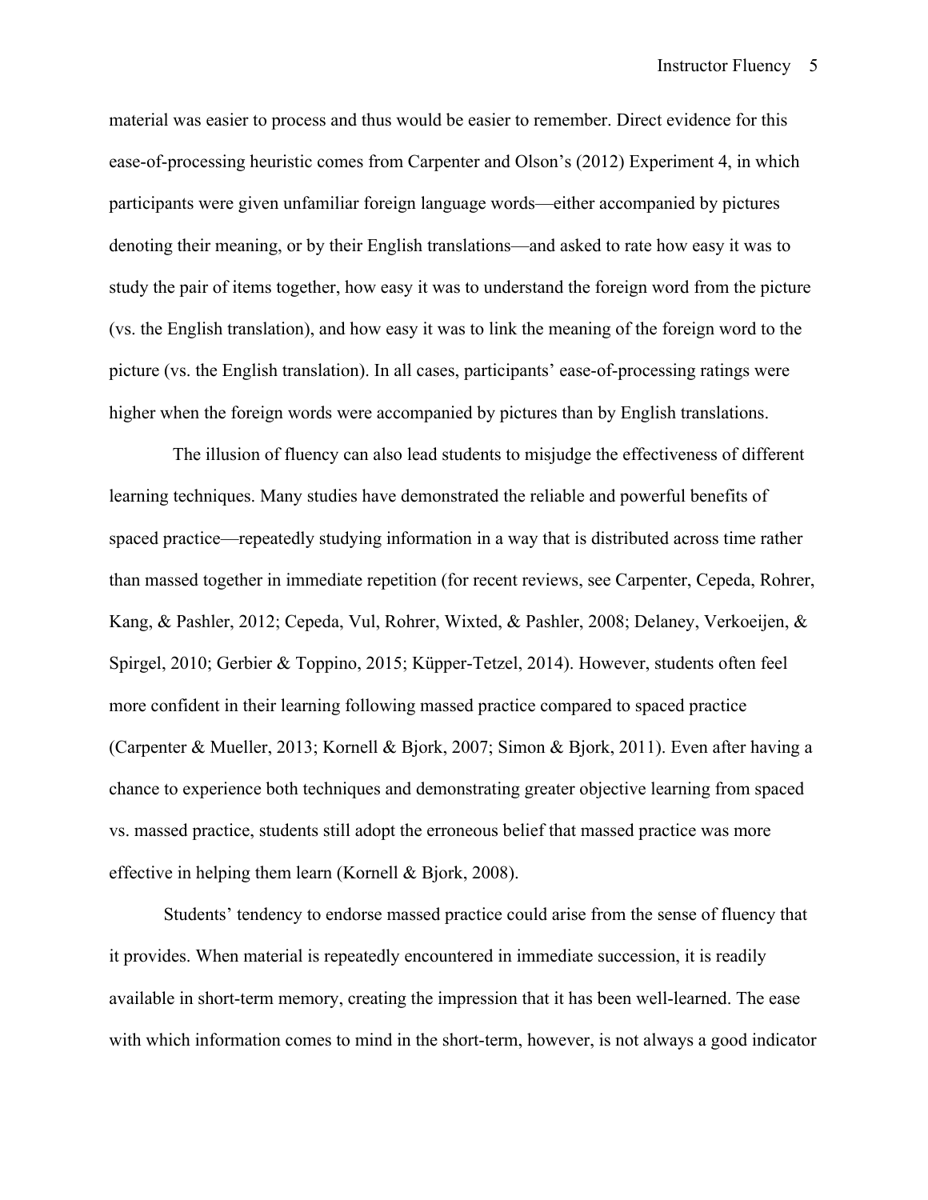material was easier to process and thus would be easier to remember. Direct evidence for this ease-of-processing heuristic comes from Carpenter and Olson's (2012) Experiment 4, in which participants were given unfamiliar foreign language words—either accompanied by pictures denoting their meaning, or by their English translations—and asked to rate how easy it was to study the pair of items together, how easy it was to understand the foreign word from the picture (vs. the English translation), and how easy it was to link the meaning of the foreign word to the picture (vs. the English translation). In all cases, participants' ease-of-processing ratings were higher when the foreign words were accompanied by pictures than by English translations.

The illusion of fluency can also lead students to misjudge the effectiveness of different learning techniques. Many studies have demonstrated the reliable and powerful benefits of spaced practice—repeatedly studying information in a way that is distributed across time rather than massed together in immediate repetition (for recent reviews, see Carpenter, Cepeda, Rohrer, Kang, & Pashler, 2012; Cepeda, Vul, Rohrer, Wixted, & Pashler, 2008; Delaney, Verkoeijen, & Spirgel, 2010; Gerbier & Toppino, 2015; Küpper-Tetzel, 2014). However, students often feel more confident in their learning following massed practice compared to spaced practice (Carpenter & Mueller, 2013; Kornell & Bjork, 2007; Simon & Bjork, 2011). Even after having a chance to experience both techniques and demonstrating greater objective learning from spaced vs. massed practice, students still adopt the erroneous belief that massed practice was more effective in helping them learn (Kornell & Bjork, 2008).

Students' tendency to endorse massed practice could arise from the sense of fluency that it provides. When material is repeatedly encountered in immediate succession, it is readily available in short-term memory, creating the impression that it has been well-learned. The ease with which information comes to mind in the short-term, however, is not always a good indicator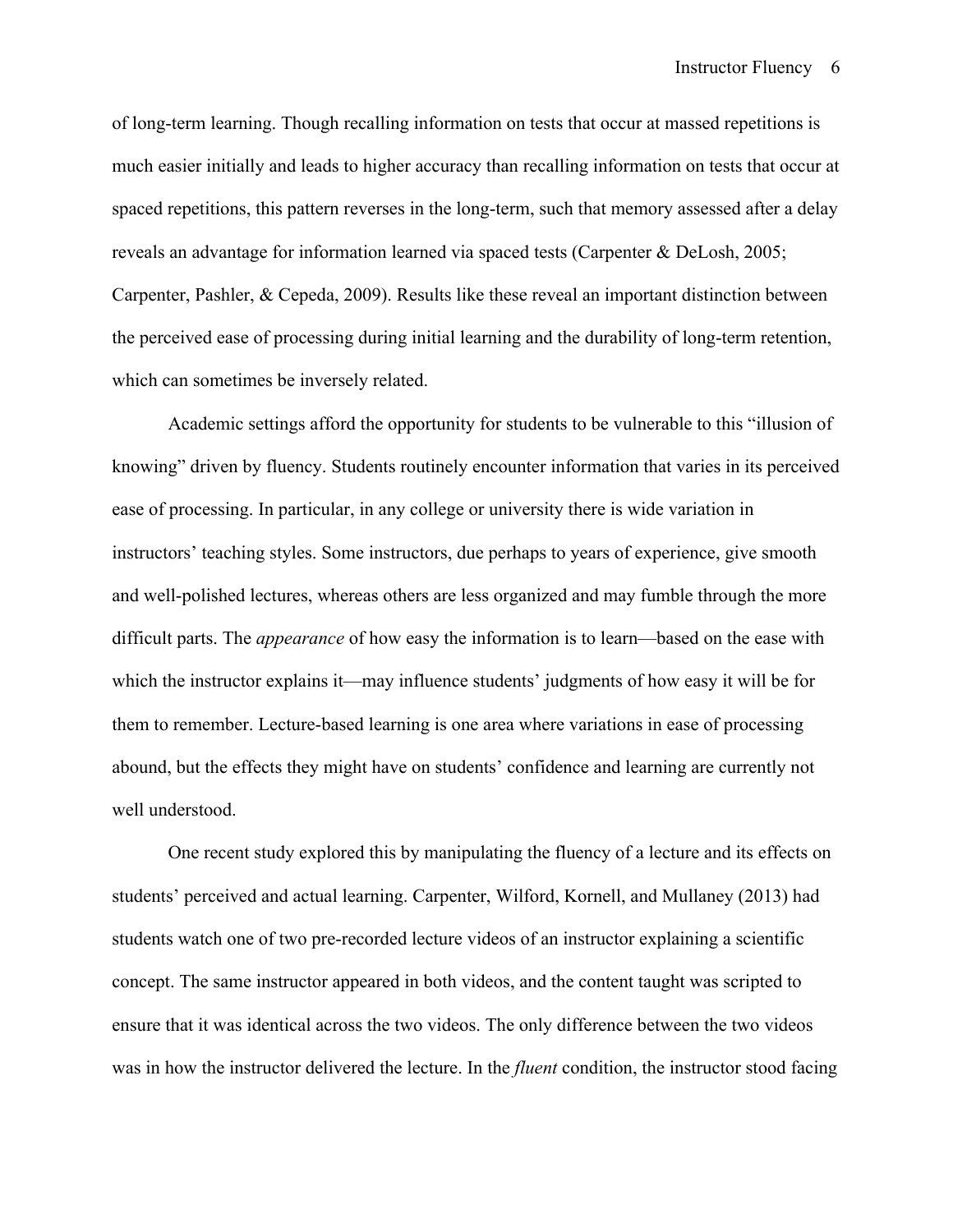of long-term learning. Though recalling information on tests that occur at massed repetitions is much easier initially and leads to higher accuracy than recalling information on tests that occur at spaced repetitions, this pattern reverses in the long-term, such that memory assessed after a delay reveals an advantage for information learned via spaced tests (Carpenter & DeLosh, 2005; Carpenter, Pashler, & Cepeda, 2009). Results like these reveal an important distinction between the perceived ease of processing during initial learning and the durability of long-term retention, which can sometimes be inversely related.

Academic settings afford the opportunity for students to be vulnerable to this "illusion of knowing" driven by fluency. Students routinely encounter information that varies in its perceived ease of processing. In particular, in any college or university there is wide variation in instructors' teaching styles. Some instructors, due perhaps to years of experience, give smooth and well-polished lectures, whereas others are less organized and may fumble through the more difficult parts. The *appearance* of how easy the information is to learn—based on the ease with which the instructor explains it—may influence students' judgments of how easy it will be for them to remember. Lecture-based learning is one area where variations in ease of processing abound, but the effects they might have on students' confidence and learning are currently not well understood.

One recent study explored this by manipulating the fluency of a lecture and its effects on students' perceived and actual learning. Carpenter, Wilford, Kornell, and Mullaney (2013) had students watch one of two pre-recorded lecture videos of an instructor explaining a scientific concept. The same instructor appeared in both videos, and the content taught was scripted to ensure that it was identical across the two videos. The only difference between the two videos was in how the instructor delivered the lecture. In the *fluent* condition, the instructor stood facing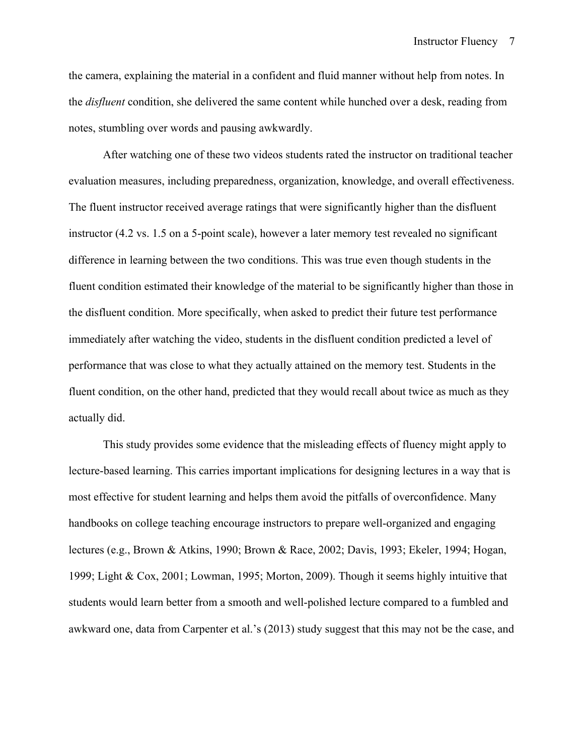the camera, explaining the material in a confident and fluid manner without help from notes. In the *disfluent* condition, she delivered the same content while hunched over a desk, reading from notes, stumbling over words and pausing awkwardly.

After watching one of these two videos students rated the instructor on traditional teacher evaluation measures, including preparedness, organization, knowledge, and overall effectiveness. The fluent instructor received average ratings that were significantly higher than the disfluent instructor (4.2 vs. 1.5 on a 5-point scale), however a later memory test revealed no significant difference in learning between the two conditions. This was true even though students in the fluent condition estimated their knowledge of the material to be significantly higher than those in the disfluent condition. More specifically, when asked to predict their future test performance immediately after watching the video, students in the disfluent condition predicted a level of performance that was close to what they actually attained on the memory test. Students in the fluent condition, on the other hand, predicted that they would recall about twice as much as they actually did.

This study provides some evidence that the misleading effects of fluency might apply to lecture-based learning. This carries important implications for designing lectures in a way that is most effective for student learning and helps them avoid the pitfalls of overconfidence. Many handbooks on college teaching encourage instructors to prepare well-organized and engaging lectures (e.g., Brown & Atkins, 1990; Brown & Race, 2002; Davis, 1993; Ekeler, 1994; Hogan, 1999; Light & Cox, 2001; Lowman, 1995; Morton, 2009). Though it seems highly intuitive that students would learn better from a smooth and well-polished lecture compared to a fumbled and awkward one, data from Carpenter et al.'s (2013) study suggest that this may not be the case, and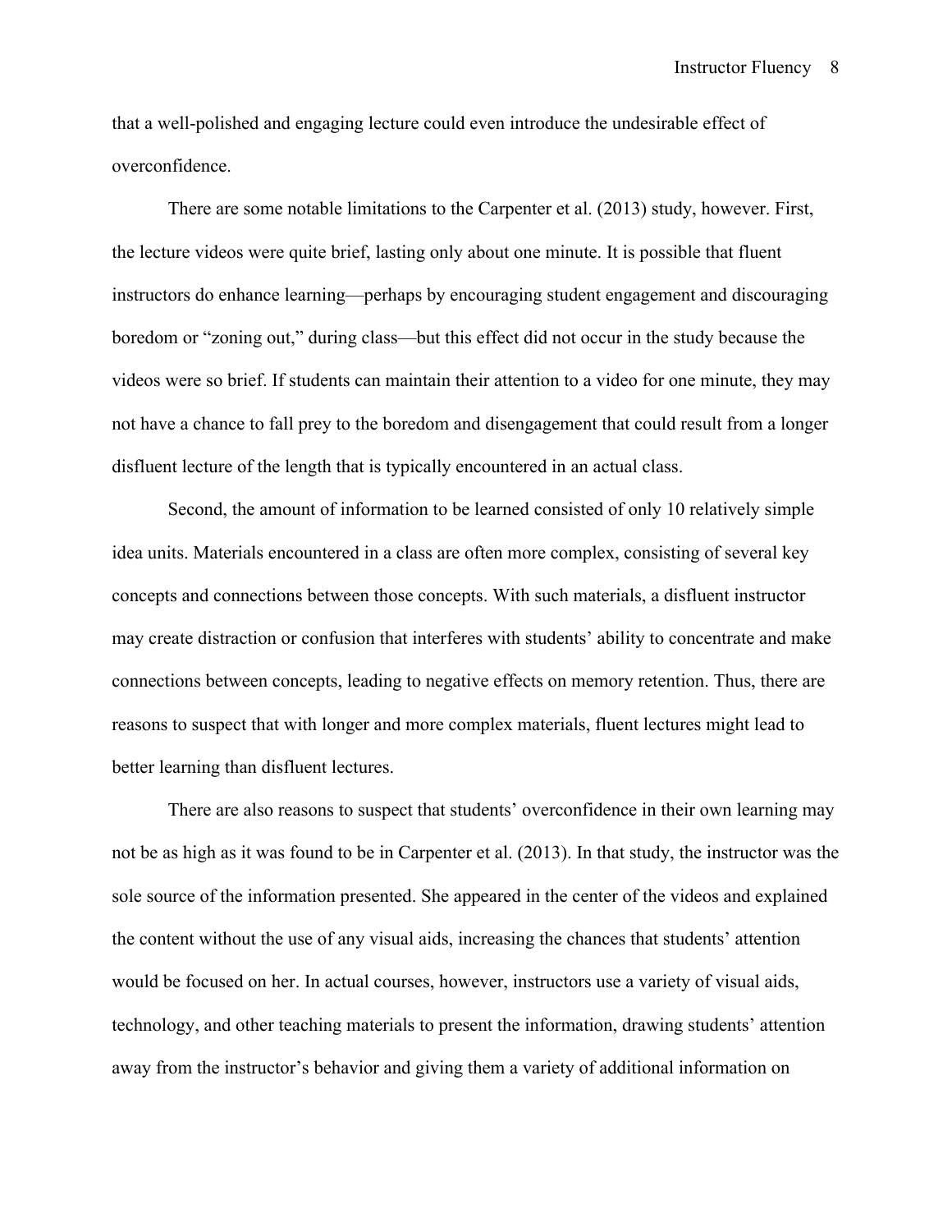that a well-polished and engaging lecture could even introduce the undesirable effect of overconfidence.

There are some notable limitations to the Carpenter et al. (2013) study, however. First, the lecture videos were quite brief, lasting only about one minute. It is possible that fluent instructors do enhance learning—perhaps by encouraging student engagement and discouraging boredom or "zoning out," during class—but this effect did not occur in the study because the videos were so brief. If students can maintain their attention to a video for one minute, they may not have a chance to fall prey to the boredom and disengagement that could result from a longer disfluent lecture of the length that is typically encountered in an actual class.

Second, the amount of information to be learned consisted of only 10 relatively simple idea units. Materials encountered in a class are often more complex, consisting of several key concepts and connections between those concepts. With such materials, a disfluent instructor may create distraction or confusion that interferes with students' ability to concentrate and make connections between concepts, leading to negative effects on memory retention. Thus, there are reasons to suspect that with longer and more complex materials, fluent lectures might lead to better learning than disfluent lectures.

There are also reasons to suspect that students' overconfidence in their own learning may not be as high as it was found to be in Carpenter et al. (2013). In that study, the instructor was the sole source of the information presented. She appeared in the center of the videos and explained the content without the use of any visual aids, increasing the chances that students' attention would be focused on her. In actual courses, however, instructors use a variety of visual aids, technology, and other teaching materials to present the information, drawing students' attention away from the instructor's behavior and giving them a variety of additional information on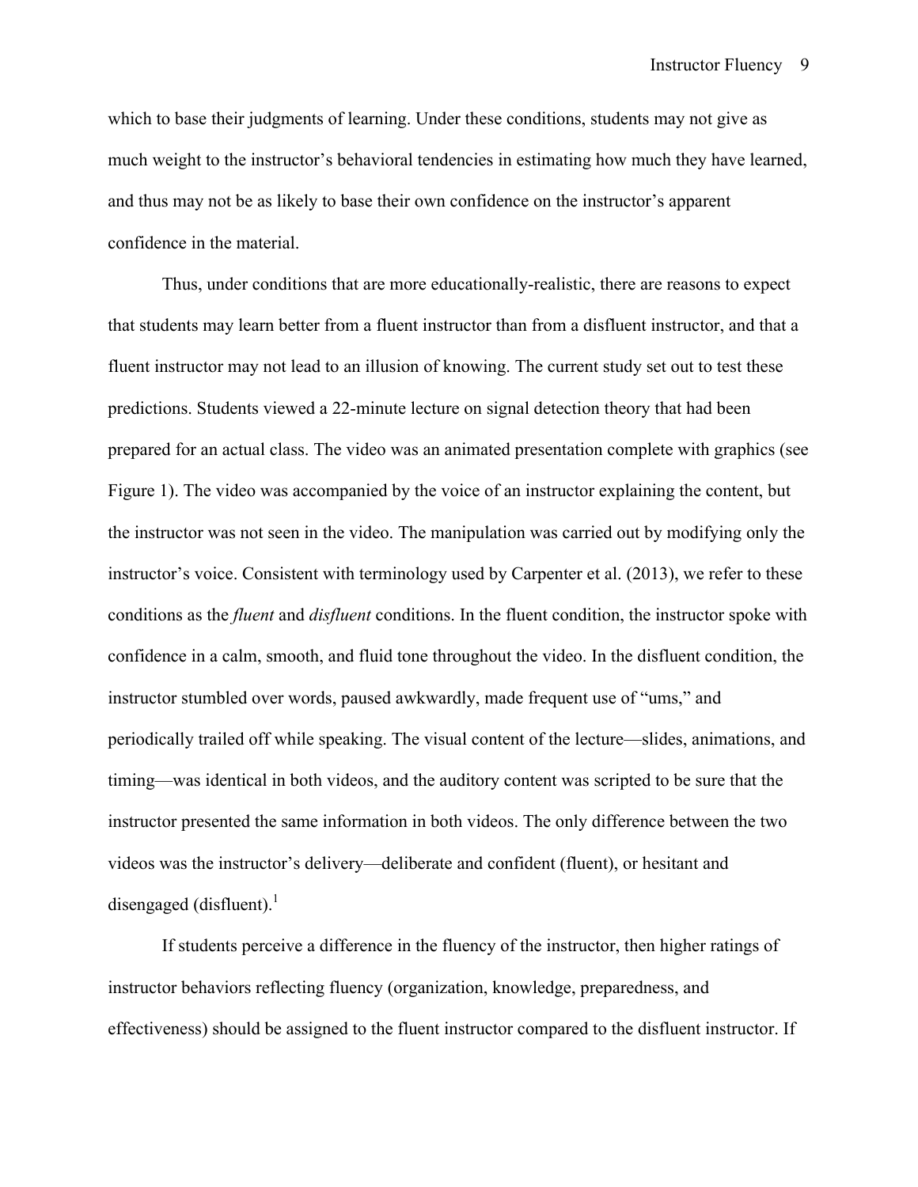which to base their judgments of learning. Under these conditions, students may not give as much weight to the instructor's behavioral tendencies in estimating how much they have learned, and thus may not be as likely to base their own confidence on the instructor's apparent confidence in the material.

Thus, under conditions that are more educationally-realistic, there are reasons to expect that students may learn better from a fluent instructor than from a disfluent instructor, and that a fluent instructor may not lead to an illusion of knowing. The current study set out to test these predictions. Students viewed a 22-minute lecture on signal detection theory that had been prepared for an actual class. The video was an animated presentation complete with graphics (see Figure 1). The video was accompanied by the voice of an instructor explaining the content, but the instructor was not seen in the video. The manipulation was carried out by modifying only the instructor's voice. Consistent with terminology used by Carpenter et al. (2013), we refer to these conditions as the *fluent* and *disfluent* conditions. In the fluent condition, the instructor spoke with confidence in a calm, smooth, and fluid tone throughout the video. In the disfluent condition, the instructor stumbled over words, paused awkwardly, made frequent use of "ums," and periodically trailed off while speaking. The visual content of the lecture—slides, animations, and timing—was identical in both videos, and the auditory content was scripted to be sure that the instructor presented the same information in both videos. The only difference between the two videos was the instructor's delivery—deliberate and confident (fluent), or hesitant and disengaged (disfluent).[1]

If students perceive a difference in the fluency of the instructor, then higher ratings of instructor behaviors reflecting fluency (organization, knowledge, preparedness, and effectiveness) should be assigned to the fluent instructor compared to the disfluent instructor. If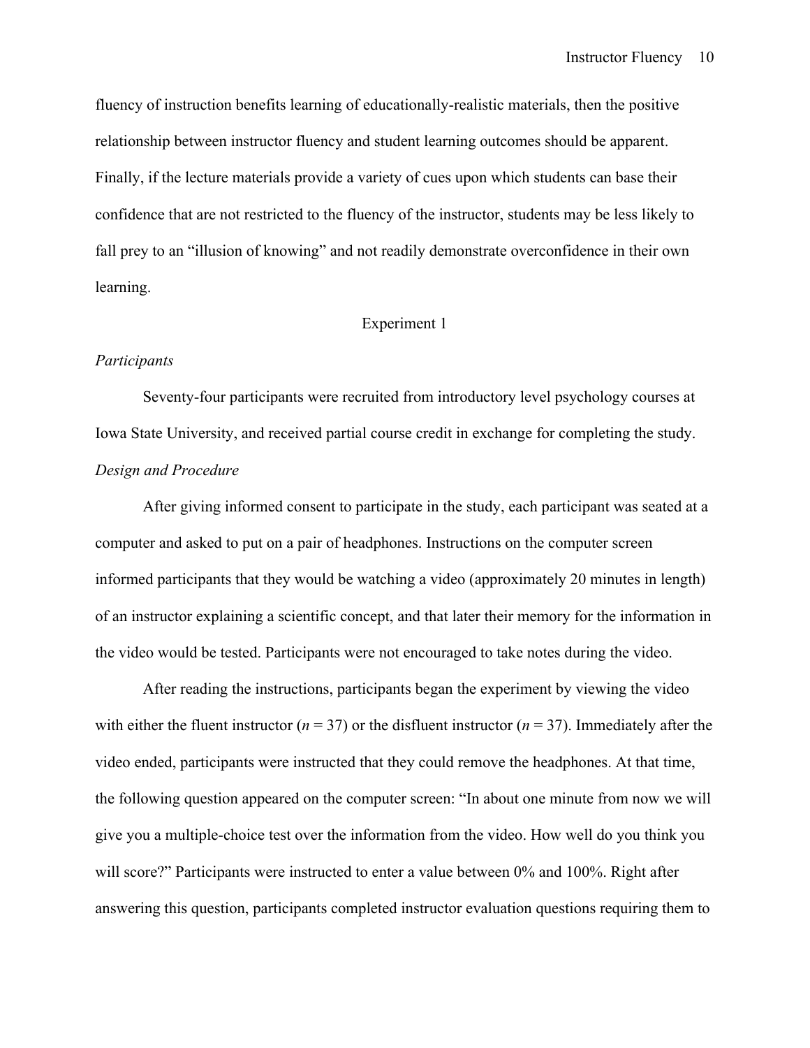fluency of instruction benefits learning of educationally-realistic materials, then the positive relationship between instructor fluency and student learning outcomes should be apparent. Finally, if the lecture materials provide a variety of cues upon which students can base their confidence that are not restricted to the fluency of the instructor, students may be less likely to fall prey to an "illusion of knowing" and not readily demonstrate overconfidence in their own learning.

## Experiment 1

### *Participants*

Seventy-four participants were recruited from introductory level psychology courses at Iowa State University, and received partial course credit in exchange for completing the study.

### *Design and Procedure*

After giving informed consent to participate in the study, each participant was seated at a computer and asked to put on a pair of headphones. Instructions on the computer screen informed participants that they would be watching a video (approximately 20 minutes in length) of an instructor explaining a scientific concept, and that later their memory for the information in the video would be tested. Participants were not encouraged to take notes during the video.

After reading the instructions, participants began the experiment by viewing the video with either the fluent instructor ($n$ = 37) or the disfluent instructor ($n$ = 37). Immediately after the video ended, participants were instructed that they could remove the headphones. At that time, the following question appeared on the computer screen: "In about one minute from now we will give you a multiple-choice test over the information from the video. How well do you think you will score?" Participants were instructed to enter a value between 0% and 100%. Right after answering this question, participants completed instructor evaluation questions requiring them to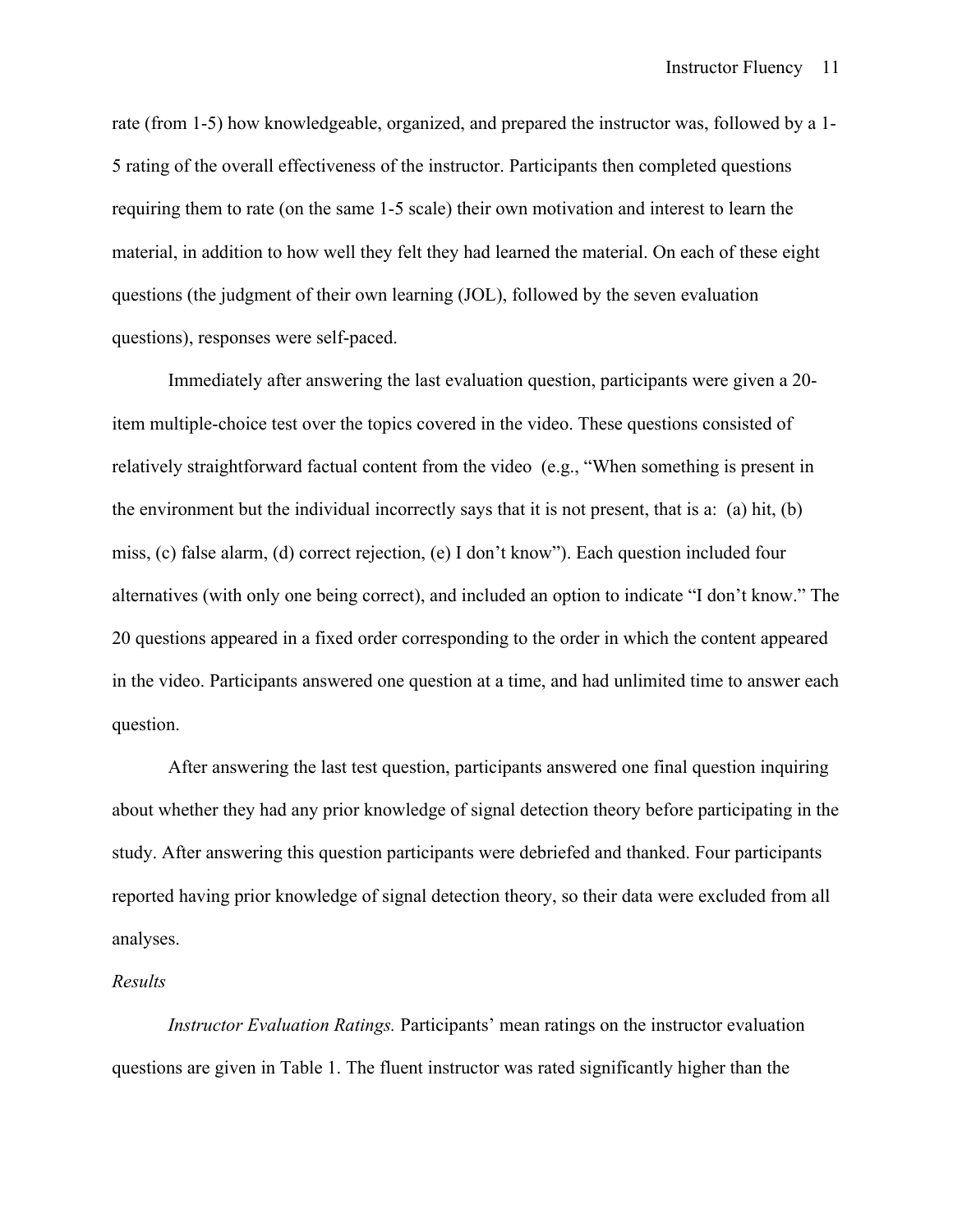rate (from 1-5) how knowledgeable, organized, and prepared the instructor was, followed by a 1-5 rating of the overall effectiveness of the instructor. Participants then completed questions requiring them to rate (on the same 1-5 scale) their own motivation and interest to learn the material, in addition to how well they felt they had learned the material. On each of these eight questions (the judgment of their own learning (JOL), followed by the seven evaluation questions), responses were self-paced.

Immediately after answering the last evaluation question, participants were given a 20-item multiple-choice test over the topics covered in the video. These questions consisted of relatively straightforward factual content from the video (e.g., "When something is present in the environment but the individual incorrectly says that it is not present, that is a: (a) hit, (b) miss, (c) false alarm, (d) correct rejection, (e) I don't know"). Each question included four alternatives (with only one being correct), and included an option to indicate "I don't know." The 20 questions appeared in a fixed order corresponding to the order in which the content appeared in the video. Participants answered one question at a time, and had unlimited time to answer each question.

After answering the last test question, participants answered one final question inquiring about whether they had any prior knowledge of signal detection theory before participating in the study. After answering this question participants were debriefed and thanked. Four participants reported having prior knowledge of signal detection theory, so their data were excluded from all analyses.

*Results*

*Instructor Evaluation Ratings.* Participants' mean ratings on the instructor evaluation questions are given in Table 1. The fluent instructor was rated significantly higher than the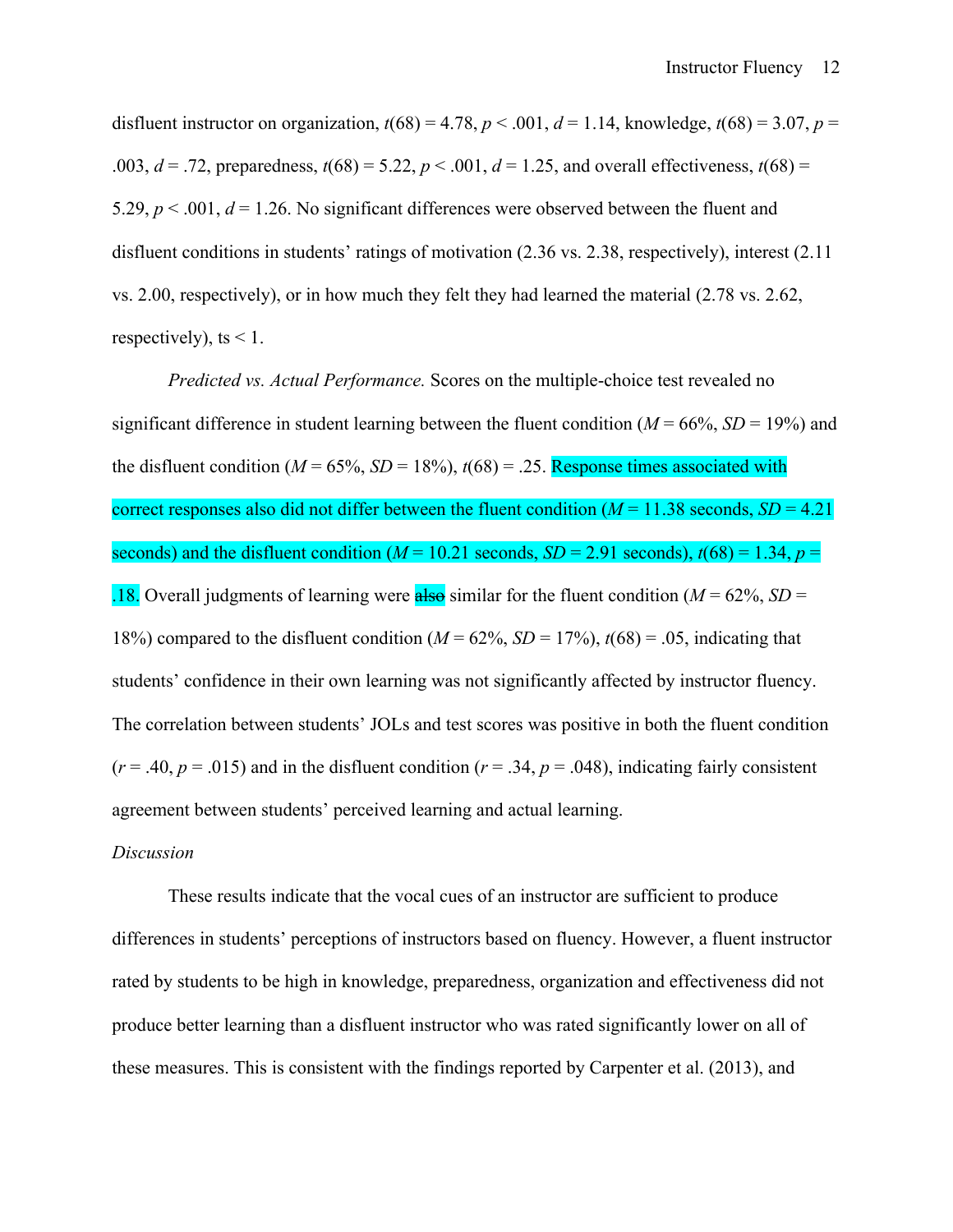disfluent instructor on organization, $t(68) = 4.78$, $p < .001$, $d = 1.14$, knowledge, $t(68) = 3.07$, $p = .003$, $d = .72$, preparedness, $t(68) = 5.22$, $p < .001$, $d = 1.25$, and overall effectiveness, $t(68) = 5.29$, $p < .001$, $d = 1.26$. No significant differences were observed between the fluent and disfluent conditions in students' ratings of motivation (2.36 vs. 2.38, respectively), interest (2.11 vs. 2.00, respectively), or in how much they felt they had learned the material (2.78 vs. 2.62, respectively), ts < 1.

*Predicted vs. Actual Performance.* Scores on the multiple-choice test revealed no significant difference in student learning between the fluent condition ($M$ = 66%, $SD$ = 19%) and the disfluent condition ($M$ = 65%, $SD$ = 18%), $t(68) = .25$. Response times associated with correct responses also did not differ between the fluent condition ($M$ = 11.38 seconds, $SD$ = 4.21 seconds) and the disfluent condition ($M$ = 10.21 seconds, $SD$ = 2.91 seconds), $t(68) = 1.34$, $p = .18$. Overall judgments of learning were ~~also~~ similar for the fluent condition ($M$ = 62%, $SD$ = 18%) compared to the disfluent condition ($M$ = 62%, $SD$ = 17%), $t(68) = .05$, indicating that students' confidence in their own learning was not significantly affected by instructor fluency. The correlation between students' JOLs and test scores was positive in both the fluent condition ($r = .40$, $p = .015$) and in the disfluent condition ($r = .34$, $p = .048$), indicating fairly consistent agreement between students' perceived learning and actual learning.

*Discussion*

These results indicate that the vocal cues of an instructor are sufficient to produce differences in students' perceptions of instructors based on fluency. However, a fluent instructor rated by students to be high in knowledge, preparedness, organization and effectiveness did not produce better learning than a disfluent instructor who was rated significantly lower on all of these measures. This is consistent with the findings reported by Carpenter et al. (2013), and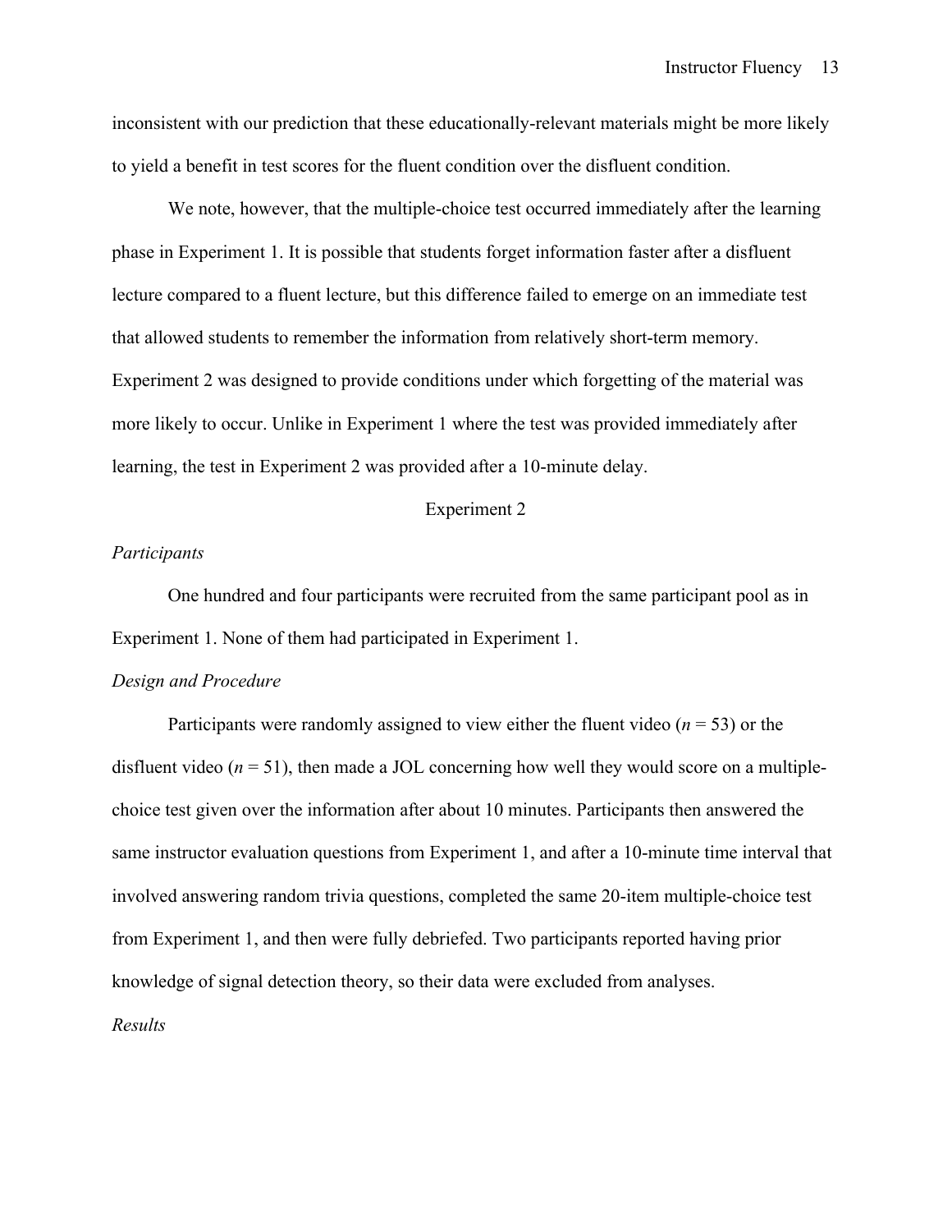inconsistent with our prediction that these educationally-relevant materials might be more likely to yield a benefit in test scores for the fluent condition over the disfluent condition.

We note, however, that the multiple-choice test occurred immediately after the learning phase in Experiment 1. It is possible that students forget information faster after a disfluent lecture compared to a fluent lecture, but this difference failed to emerge on an immediate test that allowed students to remember the information from relatively short-term memory. Experiment 2 was designed to provide conditions under which forgetting of the material was more likely to occur. Unlike in Experiment 1 where the test was provided immediately after learning, the test in Experiment 2 was provided after a 10-minute delay.

## Experiment 2

### *Participants*

One hundred and four participants were recruited from the same participant pool as in Experiment 1. None of them had participated in Experiment 1.

### *Design and Procedure*

Participants were randomly assigned to view either the fluent video ($n$ = 53) or the disfluent video ($n$ = 51), then made a JOL concerning how well they would score on a multiple-choice test given over the information after about 10 minutes. Participants then answered the same instructor evaluation questions from Experiment 1, and after a 10-minute time interval that involved answering random trivia questions, completed the same 20-item multiple-choice test from Experiment 1, and then were fully debriefed. Two participants reported having prior knowledge of signal detection theory, so their data were excluded from analyses.

### *Results*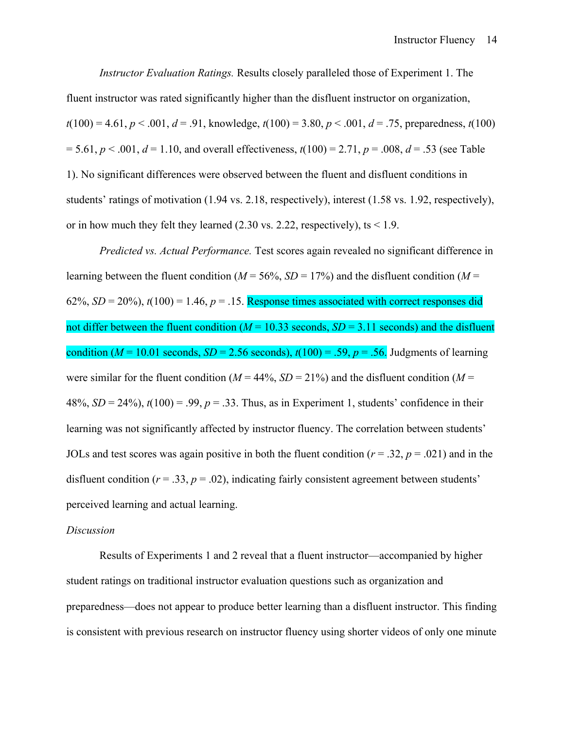*Instructor Evaluation Ratings.* Results closely paralleled those of Experiment 1. The fluent instructor was rated significantly higher than the disfluent instructor on organization, $t(100) = 4.61$, $p < .001$, $d = .91$, knowledge, $t(100) = 3.80$, $p < .001$, $d = .75$, preparedness, $t(100) = 5.61$, $p < .001$, $d = 1.10$, and overall effectiveness, $t(100) = 2.71$, $p = .008$, $d = .53$ (see Table 1). No significant differences were observed between the fluent and disfluent conditions in students' ratings of motivation (1.94 vs. 2.18, respectively), interest (1.58 vs. 1.92, respectively), or in how much they felt they learned (2.30 vs. 2.22, respectively), ts < 1.9.

*Predicted vs. Actual Performance.* Test scores again revealed no significant difference in learning between the fluent condition ($M$ = 56%, $SD$ = 17%) and the disfluent condition ($M$ = 62%, $SD$ = 20%), $t(100) = 1.46$, $p = .15$. Response times associated with correct responses did not differ between the fluent condition ($M$ = 10.33 seconds, $SD$ = 3.11 seconds) and the disfluent condition ($M$ = 10.01 seconds, $SD$ = 2.56 seconds), $t(100) = .59$, $p = .56$. Judgments of learning were similar for the fluent condition ($M$ = 44%, $SD$ = 21%) and the disfluent condition ($M$ = 48%, $SD$ = 24%), $t(100) = .99$, $p = .33$. Thus, as in Experiment 1, students' confidence in their learning was not significantly affected by instructor fluency. The correlation between students' JOLs and test scores was again positive in both the fluent condition ($r = .32$, $p = .021$) and in the disfluent condition ($r = .33$, $p = .02$), indicating fairly consistent agreement between students' perceived learning and actual learning.

*Discussion*

Results of Experiments 1 and 2 reveal that a fluent instructor—accompanied by higher student ratings on traditional instructor evaluation questions such as organization and preparedness—does not appear to produce better learning than a disfluent instructor. This finding is consistent with previous research on instructor fluency using shorter videos of only one minute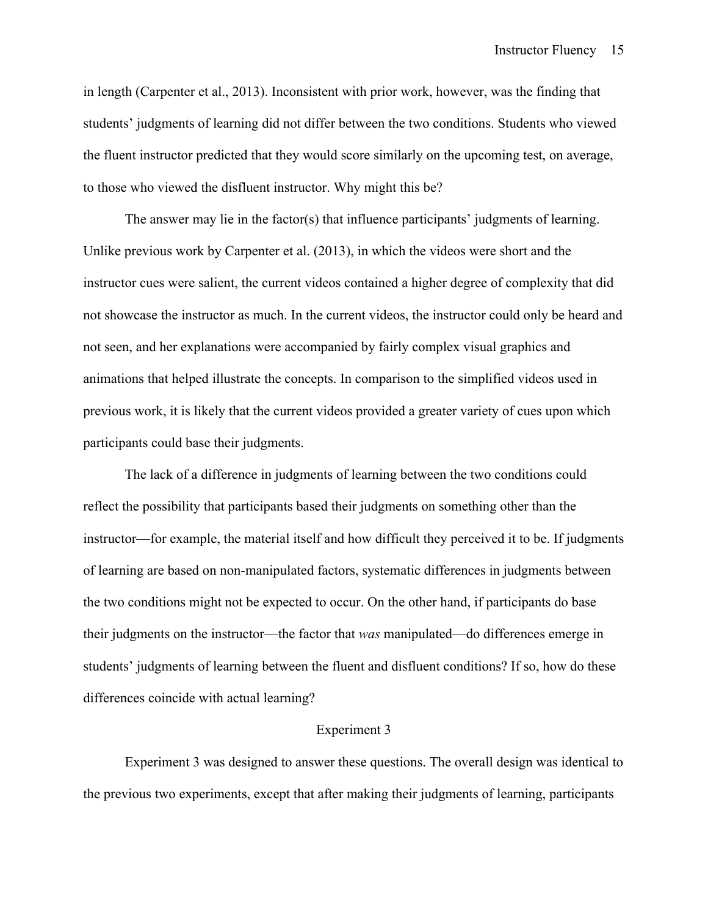in length (Carpenter et al., 2013). Inconsistent with prior work, however, was the finding that students' judgments of learning did not differ between the two conditions. Students who viewed the fluent instructor predicted that they would score similarly on the upcoming test, on average, to those who viewed the disfluent instructor. Why might this be?

The answer may lie in the factor(s) that influence participants' judgments of learning. Unlike previous work by Carpenter et al. (2013), in which the videos were short and the instructor cues were salient, the current videos contained a higher degree of complexity that did not showcase the instructor as much. In the current videos, the instructor could only be heard and not seen, and her explanations were accompanied by fairly complex visual graphics and animations that helped illustrate the concepts. In comparison to the simplified videos used in previous work, it is likely that the current videos provided a greater variety of cues upon which participants could base their judgments.

The lack of a difference in judgments of learning between the two conditions could reflect the possibility that participants based their judgments on something other than the instructor—for example, the material itself and how difficult they perceived it to be. If judgments of learning are based on non-manipulated factors, systematic differences in judgments between the two conditions might not be expected to occur. On the other hand, if participants do base their judgments on the instructor—the factor that *was* manipulated—do differences emerge in students' judgments of learning between the fluent and disfluent conditions? If so, how do these differences coincide with actual learning?

## Experiment 3

Experiment 3 was designed to answer these questions. The overall design was identical to the previous two experiments, except that after making their judgments of learning, participants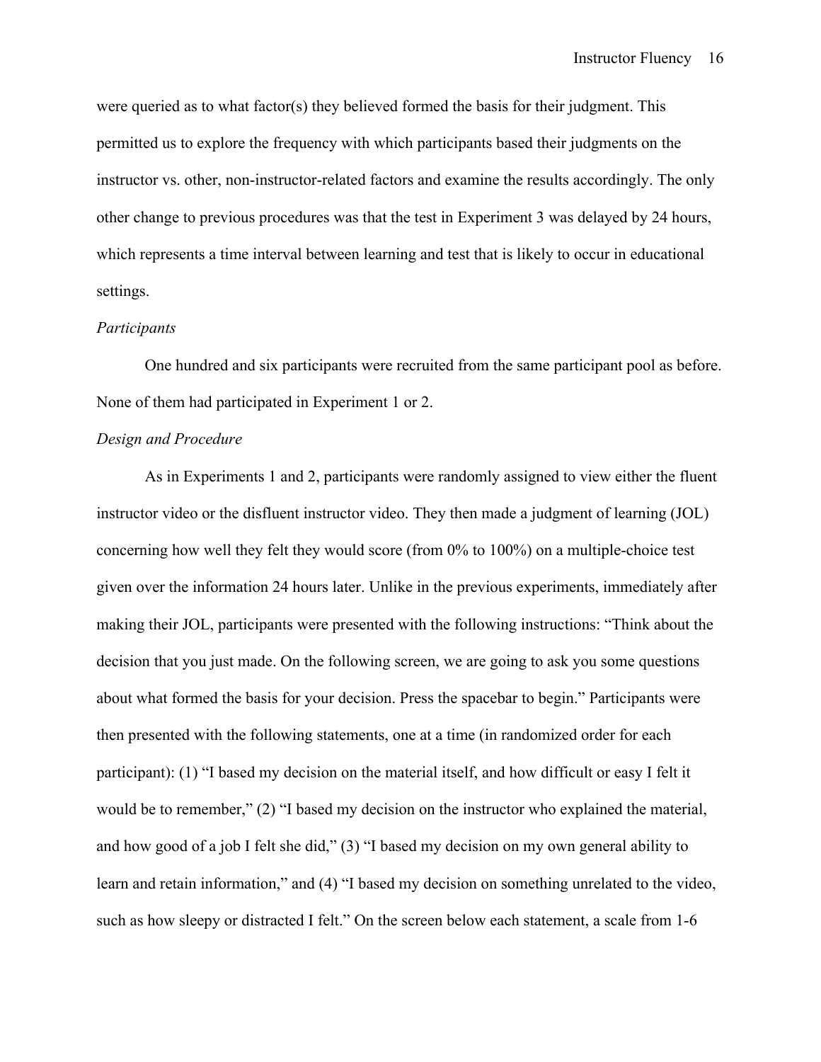were queried as to what factor(s) they believed formed the basis for their judgment. This permitted us to explore the frequency with which participants based their judgments on the instructor vs. other, non-instructor-related factors and examine the results accordingly. The only other change to previous procedures was that the test in Experiment 3 was delayed by 24 hours, which represents a time interval between learning and test that is likely to occur in educational settings.

*Participants*

One hundred and six participants were recruited from the same participant pool as before. None of them had participated in Experiment 1 or 2.

*Design and Procedure*

As in Experiments 1 and 2, participants were randomly assigned to view either the fluent instructor video or the disfluent instructor video. They then made a judgment of learning (JOL) concerning how well they felt they would score (from 0% to 100%) on a multiple-choice test given over the information 24 hours later. Unlike in the previous experiments, immediately after making their JOL, participants were presented with the following instructions: "Think about the decision that you just made. On the following screen, we are going to ask you some questions about what formed the basis for your decision. Press the spacebar to begin." Participants were then presented with the following statements, one at a time (in randomized order for each participant): (1) "I based my decision on the material itself, and how difficult or easy I felt it would be to remember," (2) "I based my decision on the instructor who explained the material, and how good of a job I felt she did," (3) "I based my decision on my own general ability to learn and retain information," and (4) "I based my decision on something unrelated to the video, such as how sleepy or distracted I felt." On the screen below each statement, a scale from 1-6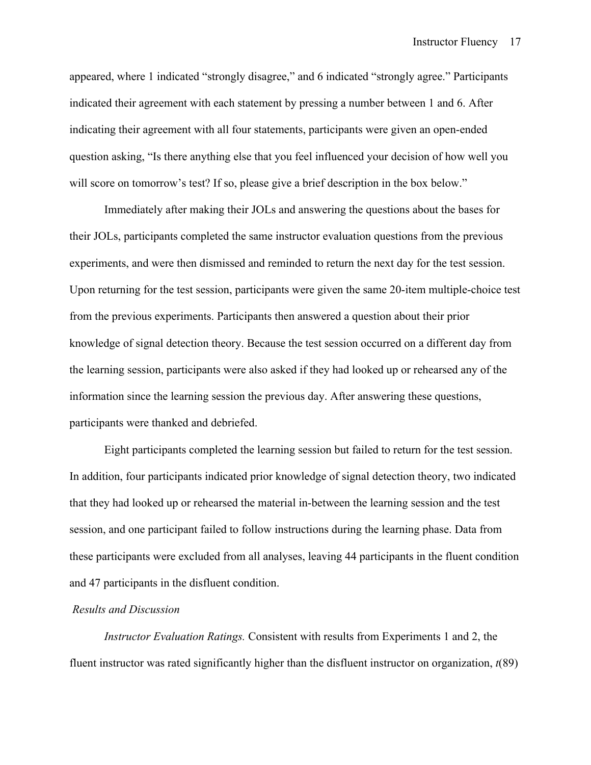appeared, where 1 indicated “strongly disagree,” and 6 indicated “strongly agree.” Participants indicated their agreement with each statement by pressing a number between 1 and 6. After indicating their agreement with all four statements, participants were given an open-ended question asking, “Is there anything else that you feel influenced your decision of how well you will score on tomorrow’s test? If so, please give a brief description in the box below.”

Immediately after making their JOLs and answering the questions about the bases for their JOLs, participants completed the same instructor evaluation questions from the previous experiments, and were then dismissed and reminded to return the next day for the test session. Upon returning for the test session, participants were given the same 20-item multiple-choice test from the previous experiments. Participants then answered a question about their prior knowledge of signal detection theory. Because the test session occurred on a different day from the learning session, participants were also asked if they had looked up or rehearsed any of the information since the learning session the previous day. After answering these questions, participants were thanked and debriefed.

Eight participants completed the learning session but failed to return for the test session. In addition, four participants indicated prior knowledge of signal detection theory, two indicated that they had looked up or rehearsed the material in-between the learning session and the test session, and one participant failed to follow instructions during the learning phase. Data from these participants were excluded from all analyses, leaving 44 participants in the fluent condition and 47 participants in the disfluent condition.

### *Results and Discussion*

*Instructor Evaluation Ratings.* Consistent with results from Experiments 1 and 2, the fluent instructor was rated significantly higher than the disfluent instructor on organization, $t(89)$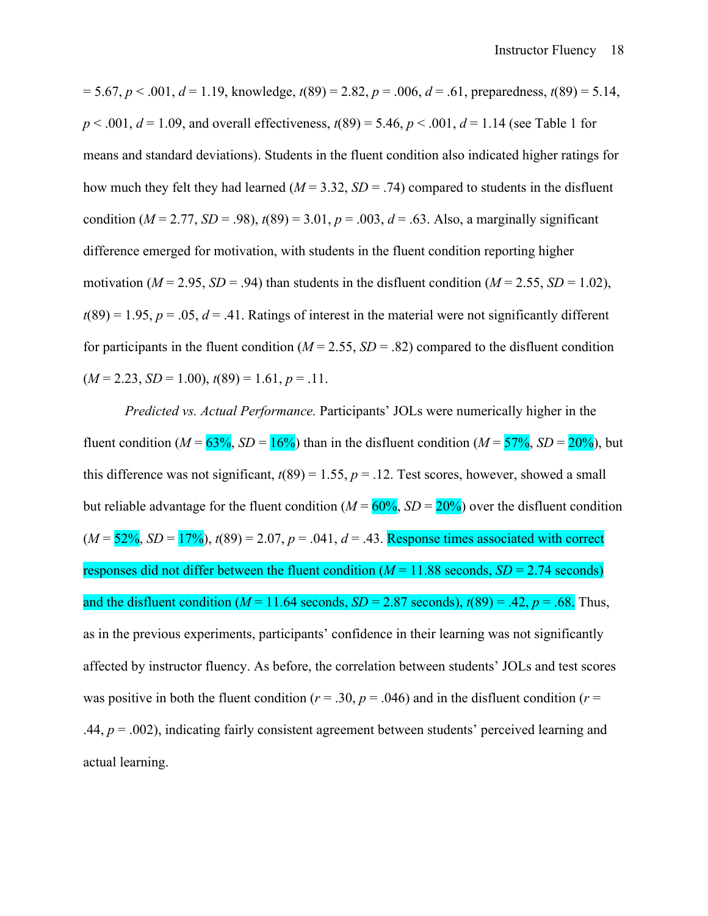= 5.67, $p < .001$, $d = 1.19$, knowledge, $t(89) = 2.82$, $p = .006$, $d = .61$, preparedness, $t(89) = 5.14$, $p < .001$, $d = 1.09$, and overall effectiveness, $t(89) = 5.46$, $p < .001$, $d = 1.14$ (see Table 1 for means and standard deviations). Students in the fluent condition also indicated higher ratings for how much they felt they had learned ($M = 3.32$, $SD = .74$) compared to students in the disfluent condition ($M = 2.77$, $SD = .98$), $t(89) = 3.01$, $p = .003$, $d = .63$. Also, a marginally significant difference emerged for motivation, with students in the fluent condition reporting higher motivation ($M = 2.95$, $SD = .94$) than students in the disfluent condition ($M = 2.55$, $SD = 1.02$), $t(89) = 1.95$, $p = .05$, $d = .41$. Ratings of interest in the material were not significantly different for participants in the fluent condition ($M = 2.55$, $SD = .82$) compared to the disfluent condition ($M = 2.23$, $SD = 1.00$), $t(89) = 1.61$, $p = .11$.

*Predicted vs. Actual Performance.* Participants' JOLs were numerically higher in the fluent condition ($M = 63\%$, $SD = 16\%$) than in the disfluent condition ($M = 57\%$, $SD = 20\%$), but this difference was not significant, $t(89) = 1.55$, $p = .12$. Test scores, however, showed a small but reliable advantage for the fluent condition ($M = 60\%$, $SD = 20\%$) over the disfluent condition ($M = 52\%$, $SD = 17\%$), $t(89) = 2.07$, $p = .041$, $d = .43$. Response times associated with correct responses did not differ between the fluent condition ($M = 11.88$ seconds, $SD = 2.74$ seconds) and the disfluent condition ($M = 11.64$ seconds, $SD = 2.87$ seconds), $t(89) = .42$, $p = .68$. Thus, as in the previous experiments, participants' confidence in their learning was not significantly affected by instructor fluency. As before, the correlation between students' JOLs and test scores was positive in both the fluent condition ($r = .30$, $p = .046$) and in the disfluent condition ($r = .44$, $p = .002$), indicating fairly consistent agreement between students' perceived learning and actual learning.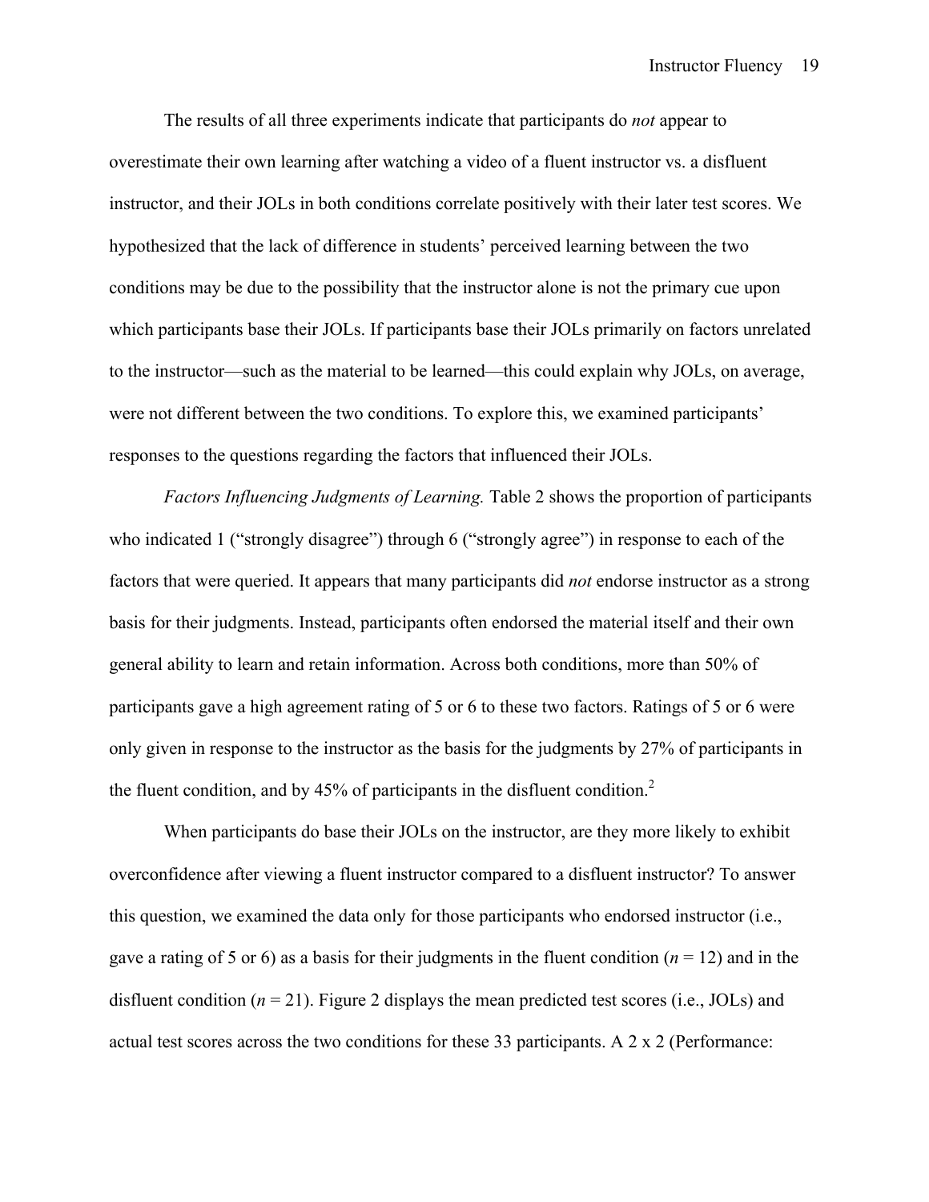The results of all three experiments indicate that participants do *not* appear to overestimate their own learning after watching a video of a fluent instructor vs. a disfluent instructor, and their JOLs in both conditions correlate positively with their later test scores. We hypothesized that the lack of difference in students' perceived learning between the two conditions may be due to the possibility that the instructor alone is not the primary cue upon which participants base their JOLs. If participants base their JOLs primarily on factors unrelated to the instructor—such as the material to be learned—this could explain why JOLs, on average, were not different between the two conditions. To explore this, we examined participants' responses to the questions regarding the factors that influenced their JOLs.

*Factors Influencing Judgments of Learning.* Table 2 shows the proportion of participants who indicated 1 ("strongly disagree") through 6 ("strongly agree") in response to each of the factors that were queried. It appears that many participants did *not* endorse instructor as a strong basis for their judgments. Instead, participants often endorsed the material itself and their own general ability to learn and retain information. Across both conditions, more than 50% of participants gave a high agreement rating of 5 or 6 to these two factors. Ratings of 5 or 6 were only given in response to the instructor as the basis for the judgments by 27% of participants in the fluent condition, and by 45% of participants in the disfluent condition.[2]

When participants do base their JOLs on the instructor, are they more likely to exhibit overconfidence after viewing a fluent instructor compared to a disfluent instructor? To answer this question, we examined the data only for those participants who endorsed instructor (i.e., gave a rating of 5 or 6) as a basis for their judgments in the fluent condition ($n$ = 12) and in the disfluent condition ($n$ = 21). Figure 2 displays the mean predicted test scores (i.e., JOLs) and actual test scores across the two conditions for these 33 participants. A 2 x 2 (Performance: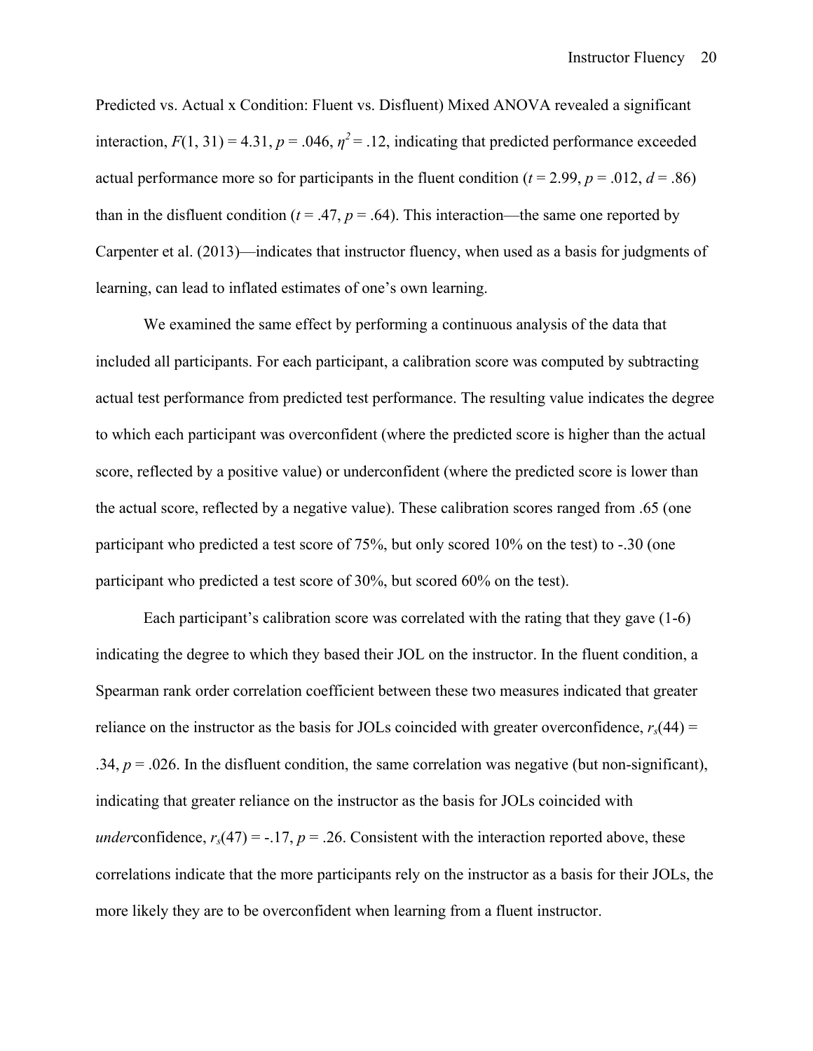Predicted vs. Actual x Condition: Fluent vs. Disfluent) Mixed ANOVA revealed a significant interaction, $F(1, 31) = 4.31$, $p = .046$, $\eta^2 = .12$, indicating that predicted performance exceeded actual performance more so for participants in the fluent condition ($t = 2.99$, $p = .012$, $d = .86$) than in the disfluent condition ($t = .47$, $p = .64$). This interaction—the same one reported by Carpenter et al. (2013)—indicates that instructor fluency, when used as a basis for judgments of learning, can lead to inflated estimates of one's own learning.

We examined the same effect by performing a continuous analysis of the data that included all participants. For each participant, a calibration score was computed by subtracting actual test performance from predicted test performance. The resulting value indicates the degree to which each participant was overconfident (where the predicted score is higher than the actual score, reflected by a positive value) or underconfident (where the predicted score is lower than the actual score, reflected by a negative value). These calibration scores ranged from .65 (one participant who predicted a test score of 75%, but only scored 10% on the test) to -.30 (one participant who predicted a test score of 30%, but scored 60% on the test).

Each participant's calibration score was correlated with the rating that they gave (1-6) indicating the degree to which they based their JOL on the instructor. In the fluent condition, a Spearman rank order correlation coefficient between these two measures indicated that greater reliance on the instructor as the basis for JOLs coincided with greater overconfidence, $r_s(44) = .34$, $p = .026$. In the disfluent condition, the same correlation was negative (but non-significant), indicating that greater reliance on the instructor as the basis for JOLs coincided with *under*confidence, $r_s(47) = -.17$, $p = .26$. Consistent with the interaction reported above, these correlations indicate that the more participants rely on the instructor as a basis for their JOLs, the more likely they are to be overconfident when learning from a fluent instructor.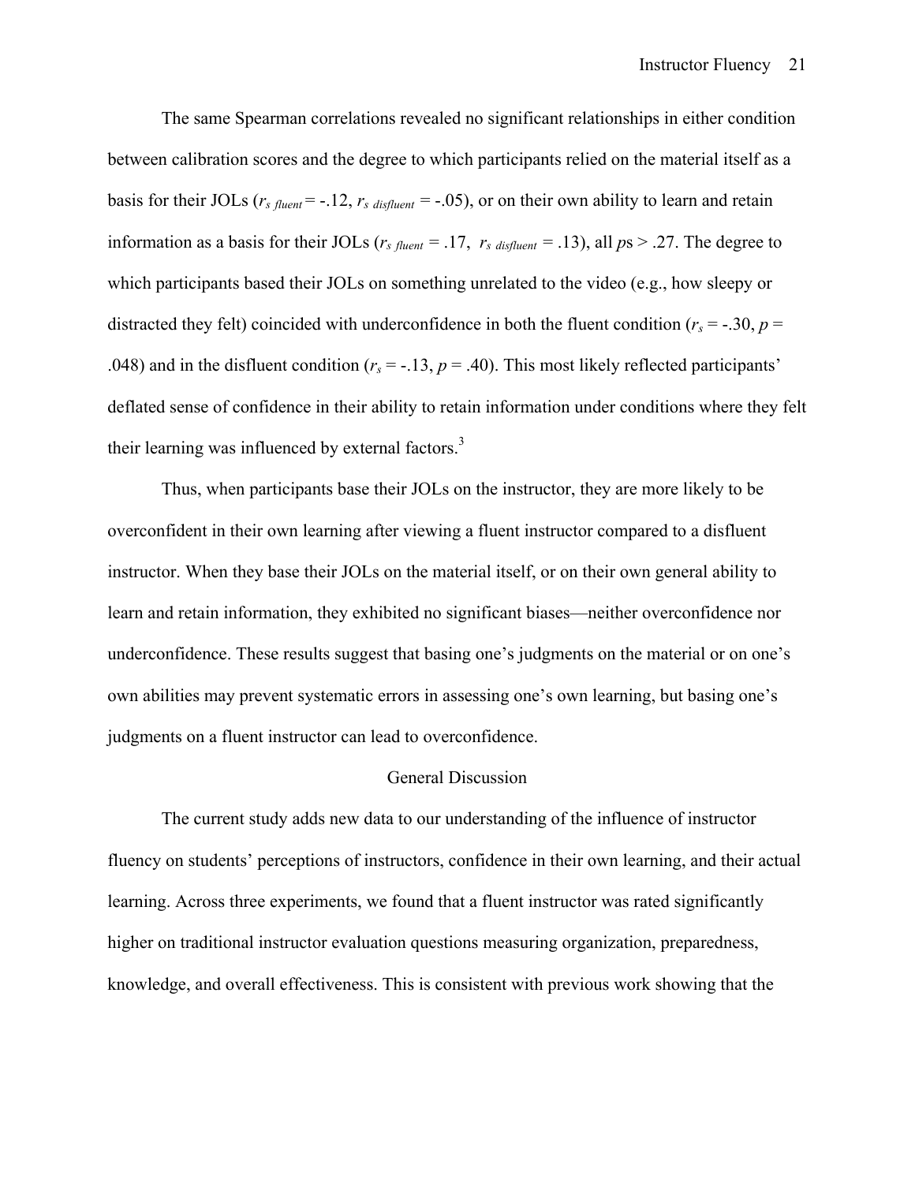The same Spearman correlations revealed no significant relationships in either condition between calibration scores and the degree to which participants relied on the material itself as a basis for their JOLs ($r_{s\ fluent} = -.12$, $r_{s\ disfluent} = -.05$), or on their own ability to learn and retain information as a basis for their JOLs ($r_{s\ fluent} = .17$, $r_{s\ disfluent} = .13$), all *p*s > .27. The degree to which participants based their JOLs on something unrelated to the video (e.g., how sleepy or distracted they felt) coincided with underconfidence in both the fluent condition ($r_s = -.30$, $p = .048$) and in the disfluent condition ($r_s = -.13$, $p = .40$). This most likely reflected participants' deflated sense of confidence in their ability to retain information under conditions where they felt their learning was influenced by external factors.[3]

Thus, when participants base their JOLs on the instructor, they are more likely to be overconfident in their own learning after viewing a fluent instructor compared to a disfluent instructor. When they base their JOLs on the material itself, or on their own general ability to learn and retain information, they exhibited no significant biases—neither overconfidence nor underconfidence. These results suggest that basing one's judgments on the material or on one's own abilities may prevent systematic errors in assessing one's own learning, but basing one's judgments on a fluent instructor can lead to overconfidence.

## General Discussion

The current study adds new data to our understanding of the influence of instructor fluency on students' perceptions of instructors, confidence in their own learning, and their actual learning. Across three experiments, we found that a fluent instructor was rated significantly higher on traditional instructor evaluation questions measuring organization, preparedness, knowledge, and overall effectiveness. This is consistent with previous work showing that the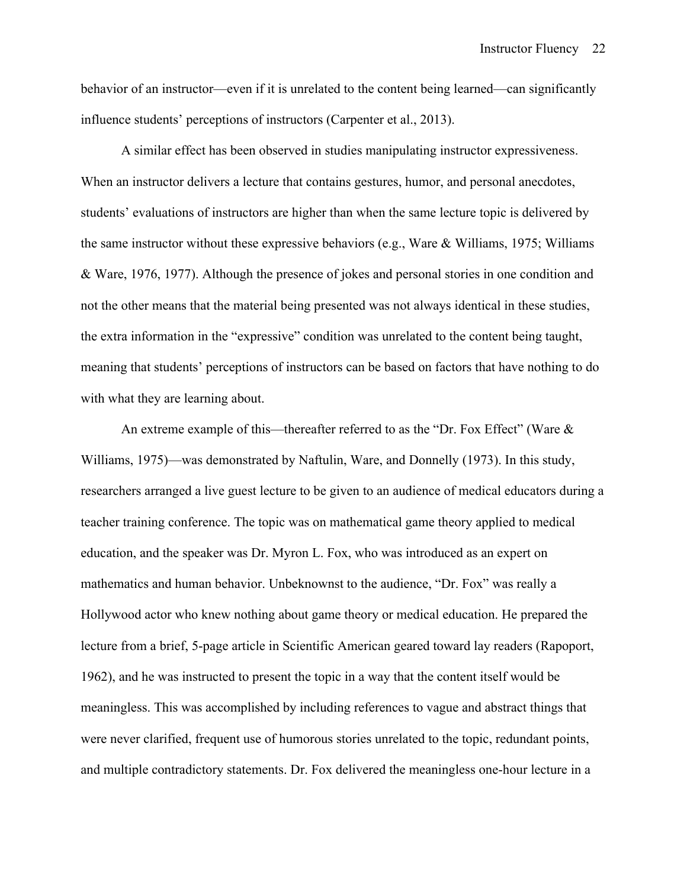behavior of an instructor—even if it is unrelated to the content being learned—can significantly influence students' perceptions of instructors (Carpenter et al., 2013).

A similar effect has been observed in studies manipulating instructor expressiveness. When an instructor delivers a lecture that contains gestures, humor, and personal anecdotes, students' evaluations of instructors are higher than when the same lecture topic is delivered by the same instructor without these expressive behaviors (e.g., Ware & Williams, 1975; Williams & Ware, 1976, 1977). Although the presence of jokes and personal stories in one condition and not the other means that the material being presented was not always identical in these studies, the extra information in the "expressive" condition was unrelated to the content being taught, meaning that students' perceptions of instructors can be based on factors that have nothing to do with what they are learning about.

An extreme example of this—thereafter referred to as the "Dr. Fox Effect" (Ware & Williams, 1975)—was demonstrated by Naftulin, Ware, and Donnelly (1973). In this study, researchers arranged a live guest lecture to be given to an audience of medical educators during a teacher training conference. The topic was on mathematical game theory applied to medical education, and the speaker was Dr. Myron L. Fox, who was introduced as an expert on mathematics and human behavior. Unbeknownst to the audience, "Dr. Fox" was really a Hollywood actor who knew nothing about game theory or medical education. He prepared the lecture from a brief, 5-page article in Scientific American geared toward lay readers (Rapoport, 1962), and he was instructed to present the topic in a way that the content itself would be meaningless. This was accomplished by including references to vague and abstract things that were never clarified, frequent use of humorous stories unrelated to the topic, redundant points, and multiple contradictory statements. Dr. Fox delivered the meaningless one-hour lecture in a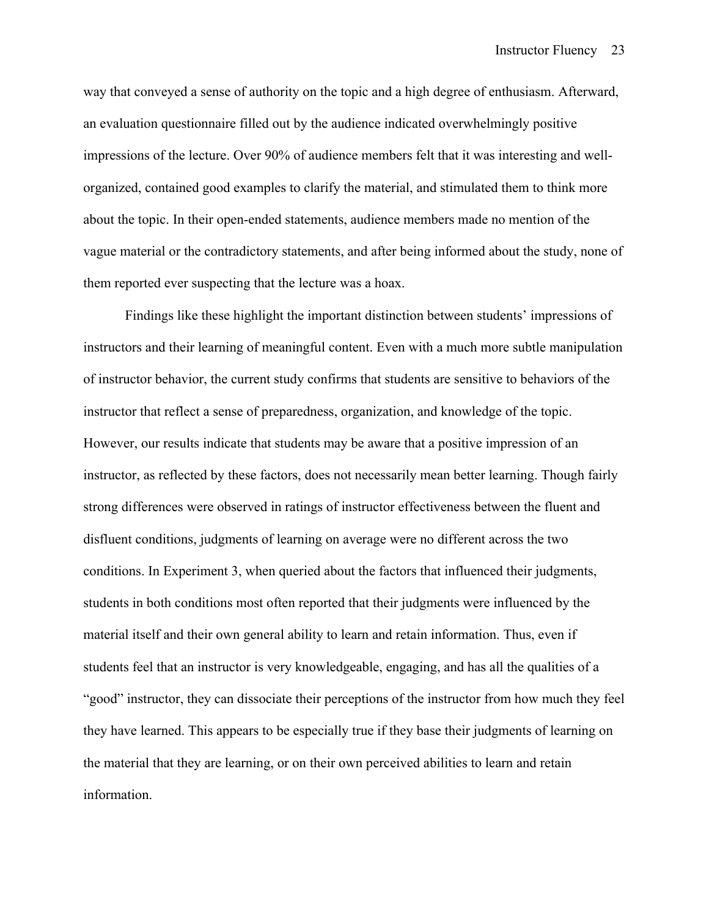way that conveyed a sense of authority on the topic and a high degree of enthusiasm. Afterward, an evaluation questionnaire filled out by the audience indicated overwhelmingly positive impressions of the lecture. Over 90% of audience members felt that it was interesting and well-organized, contained good examples to clarify the material, and stimulated them to think more about the topic. In their open-ended statements, audience members made no mention of the vague material or the contradictory statements, and after being informed about the study, none of them reported ever suspecting that the lecture was a hoax.

Findings like these highlight the important distinction between students' impressions of instructors and their learning of meaningful content. Even with a much more subtle manipulation of instructor behavior, the current study confirms that students are sensitive to behaviors of the instructor that reflect a sense of preparedness, organization, and knowledge of the topic. However, our results indicate that students may be aware that a positive impression of an instructor, as reflected by these factors, does not necessarily mean better learning. Though fairly strong differences were observed in ratings of instructor effectiveness between the fluent and disfluent conditions, judgments of learning on average were no different across the two conditions. In Experiment 3, when queried about the factors that influenced their judgments, students in both conditions most often reported that their judgments were influenced by the material itself and their own general ability to learn and retain information. Thus, even if students feel that an instructor is very knowledgeable, engaging, and has all the qualities of a "good" instructor, they can dissociate their perceptions of the instructor from how much they feel they have learned. This appears to be especially true if they base their judgments of learning on the material that they are learning, or on their own perceived abilities to learn and retain information.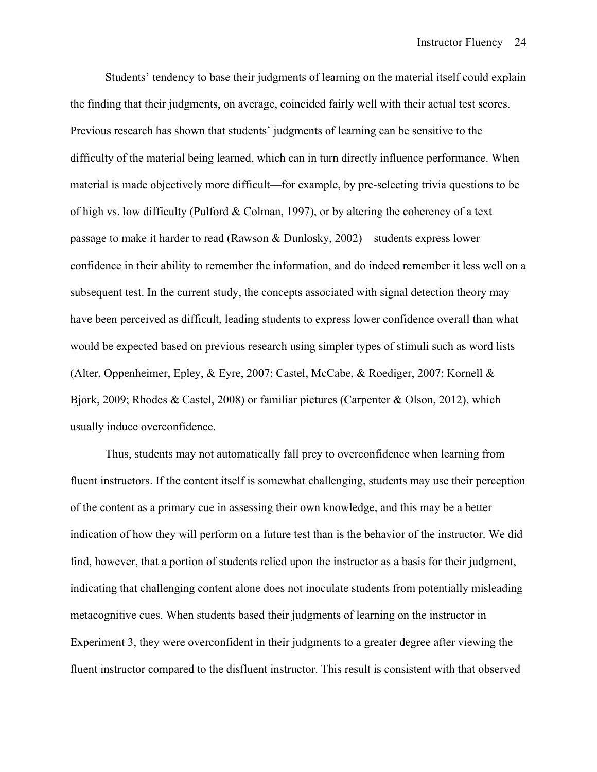Students' tendency to base their judgments of learning on the material itself could explain the finding that their judgments, on average, coincided fairly well with their actual test scores. Previous research has shown that students' judgments of learning can be sensitive to the difficulty of the material being learned, which can in turn directly influence performance. When material is made objectively more difficult—for example, by pre-selecting trivia questions to be of high vs. low difficulty (Pulford & Colman, 1997), or by altering the coherency of a text passage to make it harder to read (Rawson & Dunlosky, 2002)—students express lower confidence in their ability to remember the information, and do indeed remember it less well on a subsequent test. In the current study, the concepts associated with signal detection theory may have been perceived as difficult, leading students to express lower confidence overall than what would be expected based on previous research using simpler types of stimuli such as word lists (Alter, Oppenheimer, Epley, & Eyre, 2007; Castel, McCabe, & Roediger, 2007; Kornell & Bjork, 2009; Rhodes & Castel, 2008) or familiar pictures (Carpenter & Olson, 2012), which usually induce overconfidence.

Thus, students may not automatically fall prey to overconfidence when learning from fluent instructors. If the content itself is somewhat challenging, students may use their perception of the content as a primary cue in assessing their own knowledge, and this may be a better indication of how they will perform on a future test than is the behavior of the instructor. We did find, however, that a portion of students relied upon the instructor as a basis for their judgment, indicating that challenging content alone does not inoculate students from potentially misleading metacognitive cues. When students based their judgments of learning on the instructor in Experiment 3, they were overconfident in their judgments to a greater degree after viewing the fluent instructor compared to the disfluent instructor. This result is consistent with that observed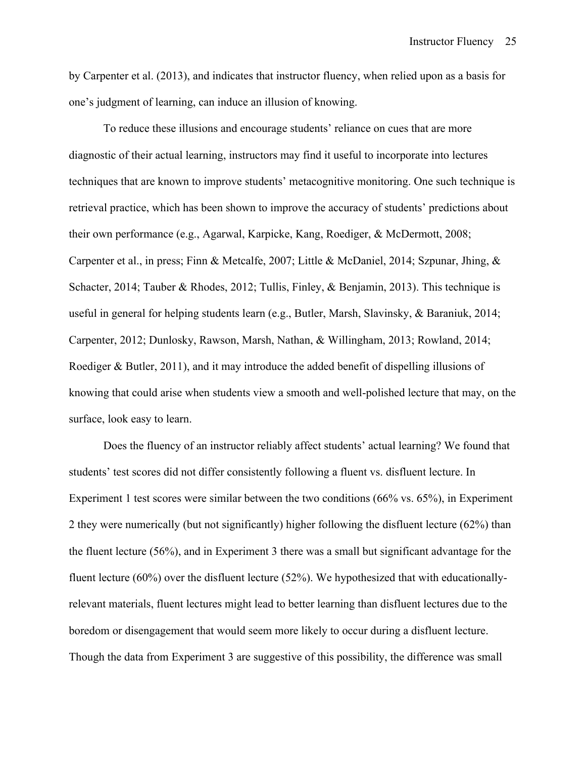by Carpenter et al. (2013), and indicates that instructor fluency, when relied upon as a basis for one's judgment of learning, can induce an illusion of knowing.

To reduce these illusions and encourage students' reliance on cues that are more diagnostic of their actual learning, instructors may find it useful to incorporate into lectures techniques that are known to improve students' metacognitive monitoring. One such technique is retrieval practice, which has been shown to improve the accuracy of students' predictions about their own performance (e.g., Agarwal, Karpicke, Kang, Roediger, & McDermott, 2008; Carpenter et al., in press; Finn & Metcalfe, 2007; Little & McDaniel, 2014; Szpunar, Jhing, & Schacter, 2014; Tauber & Rhodes, 2012; Tullis, Finley, & Benjamin, 2013). This technique is useful in general for helping students learn (e.g., Butler, Marsh, Slavinsky, & Baraniuk, 2014; Carpenter, 2012; Dunlosky, Rawson, Marsh, Nathan, & Willingham, 2013; Rowland, 2014; Roediger & Butler, 2011), and it may introduce the added benefit of dispelling illusions of knowing that could arise when students view a smooth and well-polished lecture that may, on the surface, look easy to learn.

Does the fluency of an instructor reliably affect students' actual learning? We found that students' test scores did not differ consistently following a fluent vs. disfluent lecture. In Experiment 1 test scores were similar between the two conditions (66% vs. 65%), in Experiment 2 they were numerically (but not significantly) higher following the disfluent lecture (62%) than the fluent lecture (56%), and in Experiment 3 there was a small but significant advantage for the fluent lecture (60%) over the disfluent lecture (52%). We hypothesized that with educationally-relevant materials, fluent lectures might lead to better learning than disfluent lectures due to the boredom or disengagement that would seem more likely to occur during a disfluent lecture. Though the data from Experiment 3 are suggestive of this possibility, the difference was small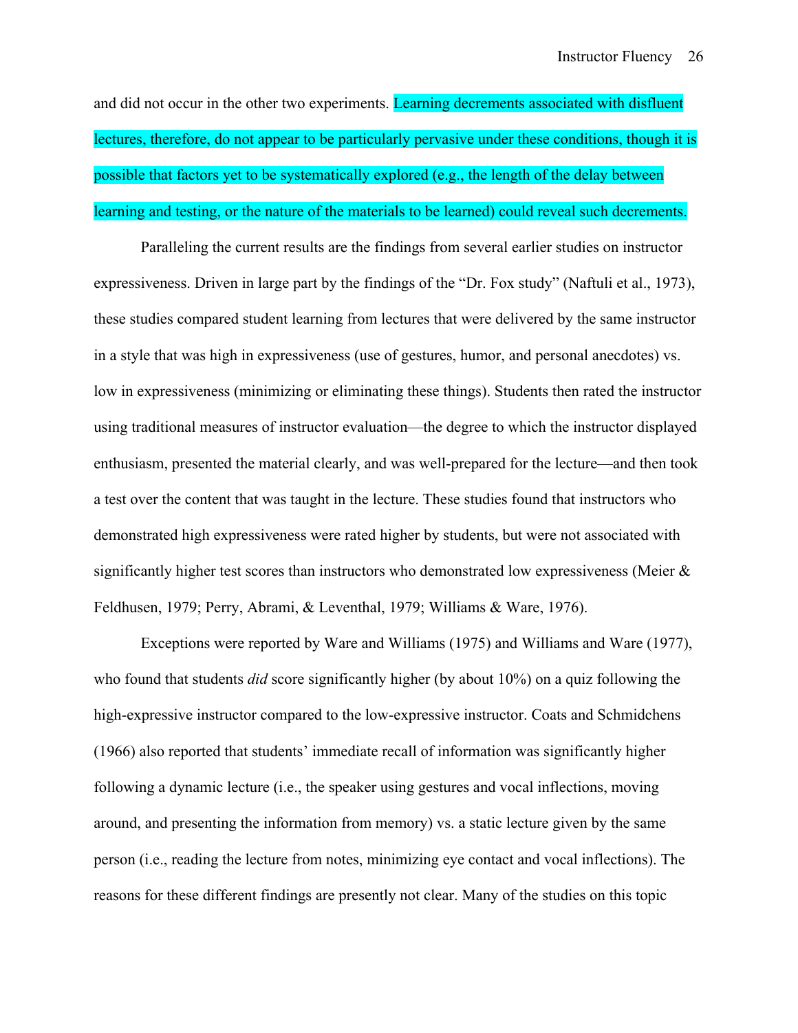and did not occur in the other two experiments. Learning decrements associated with disfluent lectures, therefore, do not appear to be particularly pervasive under these conditions, though it is possible that factors yet to be systematically explored (e.g., the length of the delay between learning and testing, or the nature of the materials to be learned) could reveal such decrements.

Paralleling the current results are the findings from several earlier studies on instructor expressiveness. Driven in large part by the findings of the "Dr. Fox study" (Naftuli et al., 1973), these studies compared student learning from lectures that were delivered by the same instructor in a style that was high in expressiveness (use of gestures, humor, and personal anecdotes) vs. low in expressiveness (minimizing or eliminating these things). Students then rated the instructor using traditional measures of instructor evaluation—the degree to which the instructor displayed enthusiasm, presented the material clearly, and was well-prepared for the lecture—and then took a test over the content that was taught in the lecture. These studies found that instructors who demonstrated high expressiveness were rated higher by students, but were not associated with significantly higher test scores than instructors who demonstrated low expressiveness (Meier & Feldhusen, 1979; Perry, Abrami, & Leventhal, 1979; Williams & Ware, 1976).

Exceptions were reported by Ware and Williams (1975) and Williams and Ware (1977), who found that students *did* score significantly higher (by about 10%) on a quiz following the high-expressive instructor compared to the low-expressive instructor. Coats and Schmidchens (1966) also reported that students' immediate recall of information was significantly higher following a dynamic lecture (i.e., the speaker using gestures and vocal inflections, moving around, and presenting the information from memory) vs. a static lecture given by the same person (i.e., reading the lecture from notes, minimizing eye contact and vocal inflections). The reasons for these different findings are presently not clear. Many of the studies on this topic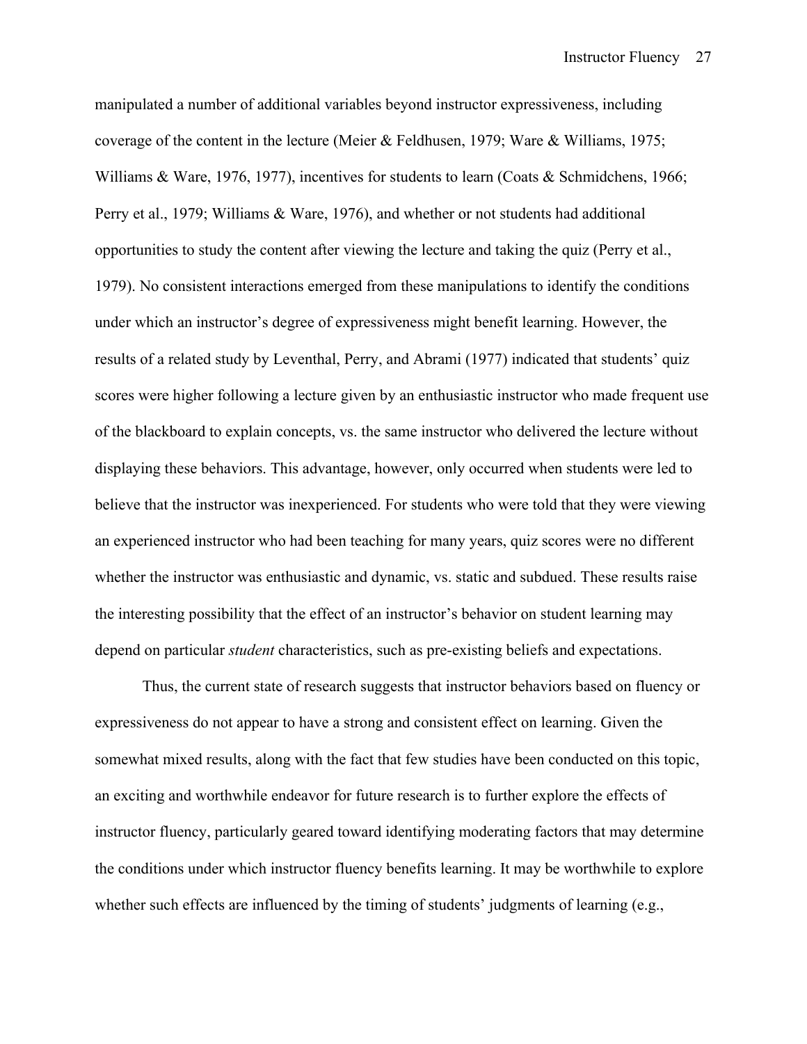manipulated a number of additional variables beyond instructor expressiveness, including coverage of the content in the lecture (Meier & Feldhusen, 1979; Ware & Williams, 1975; Williams & Ware, 1976, 1977), incentives for students to learn (Coats & Schmidchens, 1966; Perry et al., 1979; Williams & Ware, 1976), and whether or not students had additional opportunities to study the content after viewing the lecture and taking the quiz (Perry et al., 1979). No consistent interactions emerged from these manipulations to identify the conditions under which an instructor's degree of expressiveness might benefit learning. However, the results of a related study by Leventhal, Perry, and Abrami (1977) indicated that students' quiz scores were higher following a lecture given by an enthusiastic instructor who made frequent use of the blackboard to explain concepts, vs. the same instructor who delivered the lecture without displaying these behaviors. This advantage, however, only occurred when students were led to believe that the instructor was inexperienced. For students who were told that they were viewing an experienced instructor who had been teaching for many years, quiz scores were no different whether the instructor was enthusiastic and dynamic, vs. static and subdued. These results raise the interesting possibility that the effect of an instructor's behavior on student learning may depend on particular *student* characteristics, such as pre-existing beliefs and expectations.

Thus, the current state of research suggests that instructor behaviors based on fluency or expressiveness do not appear to have a strong and consistent effect on learning. Given the somewhat mixed results, along with the fact that few studies have been conducted on this topic, an exciting and worthwhile endeavor for future research is to further explore the effects of instructor fluency, particularly geared toward identifying moderating factors that may determine the conditions under which instructor fluency benefits learning. It may be worthwhile to explore whether such effects are influenced by the timing of students' judgments of learning (e.g.,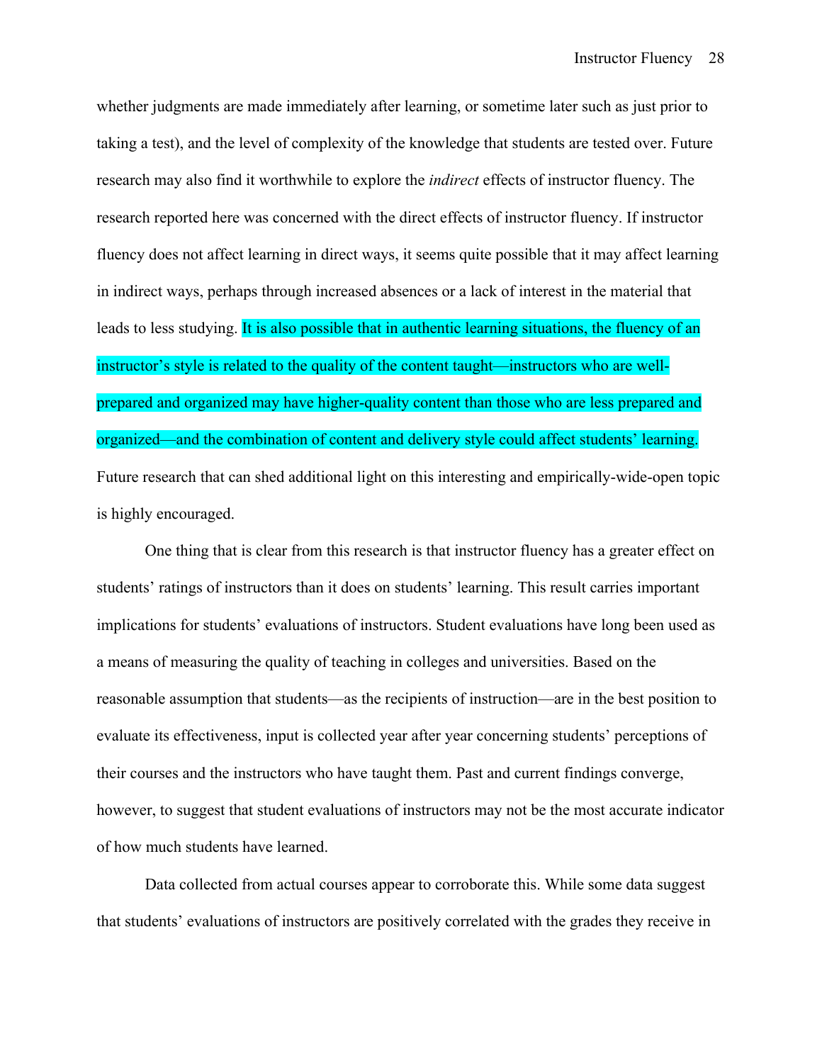whether judgments are made immediately after learning, or sometime later such as just prior to taking a test), and the level of complexity of the knowledge that students are tested over. Future research may also find it worthwhile to explore the *indirect* effects of instructor fluency. The research reported here was concerned with the direct effects of instructor fluency. If instructor fluency does not affect learning in direct ways, it seems quite possible that it may affect learning in indirect ways, perhaps through increased absences or a lack of interest in the material that leads to less studying. It is also possible that in authentic learning situations, the fluency of an instructor's style is related to the quality of the content taught—instructors who are well-prepared and organized may have higher-quality content than those who are less prepared and organized—and the combination of content and delivery style could affect students' learning. Future research that can shed additional light on this interesting and empirically-wide-open topic is highly encouraged.

One thing that is clear from this research is that instructor fluency has a greater effect on students' ratings of instructors than it does on students' learning. This result carries important implications for students' evaluations of instructors. Student evaluations have long been used as a means of measuring the quality of teaching in colleges and universities. Based on the reasonable assumption that students—as the recipients of instruction—are in the best position to evaluate its effectiveness, input is collected year after year concerning students' perceptions of their courses and the instructors who have taught them. Past and current findings converge, however, to suggest that student evaluations of instructors may not be the most accurate indicator of how much students have learned.

Data collected from actual courses appear to corroborate this. While some data suggest that students' evaluations of instructors are positively correlated with the grades they receive in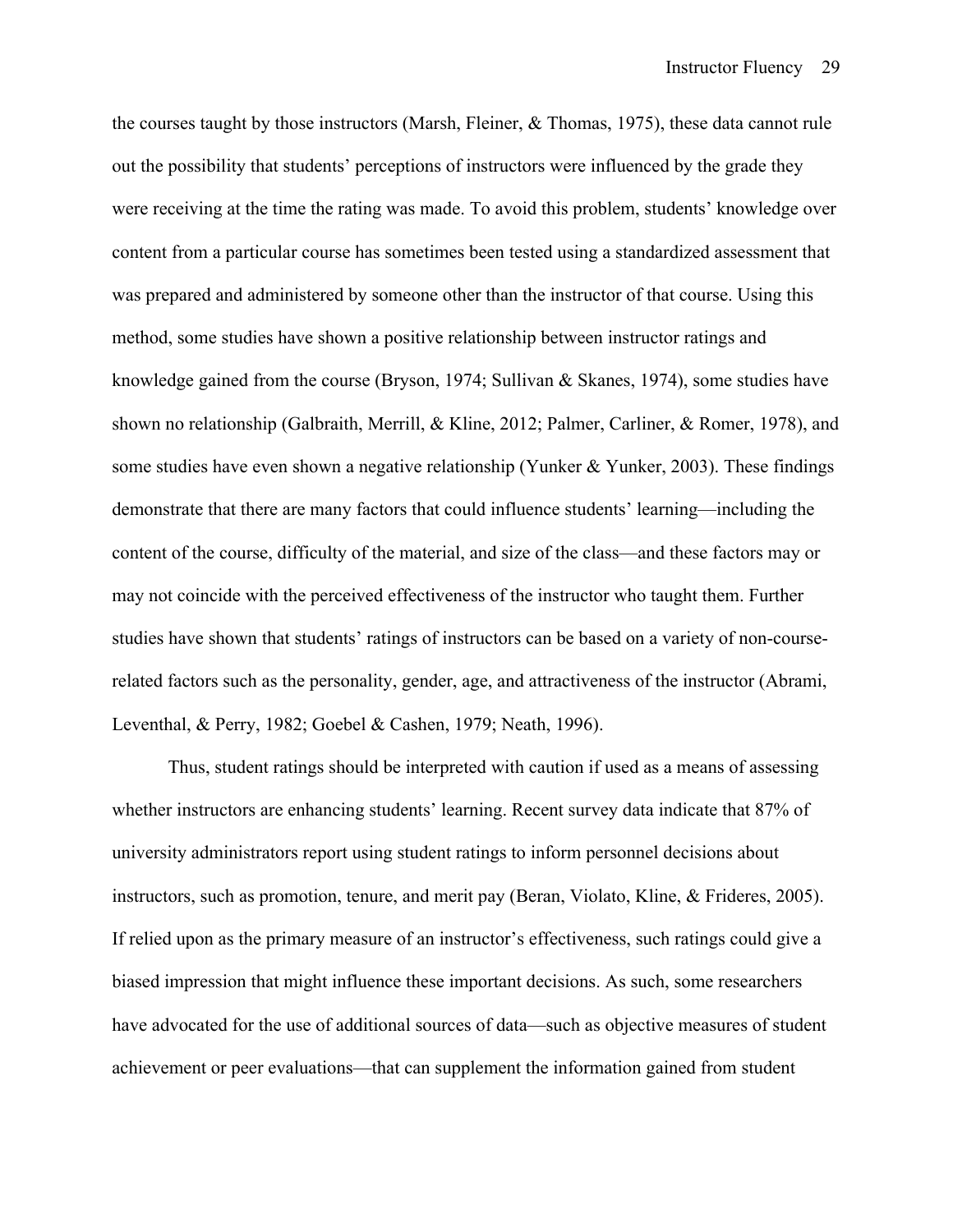the courses taught by those instructors (Marsh, Fleiner, & Thomas, 1975), these data cannot rule out the possibility that students' perceptions of instructors were influenced by the grade they were receiving at the time the rating was made. To avoid this problem, students' knowledge over content from a particular course has sometimes been tested using a standardized assessment that was prepared and administered by someone other than the instructor of that course. Using this method, some studies have shown a positive relationship between instructor ratings and knowledge gained from the course (Bryson, 1974; Sullivan & Skanes, 1974), some studies have shown no relationship (Galbraith, Merrill, & Kline, 2012; Palmer, Carliner, & Romer, 1978), and some studies have even shown a negative relationship (Yunker & Yunker, 2003). These findings demonstrate that there are many factors that could influence students' learning—including the content of the course, difficulty of the material, and size of the class—and these factors may or may not coincide with the perceived effectiveness of the instructor who taught them. Further studies have shown that students' ratings of instructors can be based on a variety of non-course-related factors such as the personality, gender, age, and attractiveness of the instructor (Abrami, Leventhal, & Perry, 1982; Goebel & Cashen, 1979; Neath, 1996).

Thus, student ratings should be interpreted with caution if used as a means of assessing whether instructors are enhancing students' learning. Recent survey data indicate that 87% of university administrators report using student ratings to inform personnel decisions about instructors, such as promotion, tenure, and merit pay (Beran, Violato, Kline, & Frideres, 2005). If relied upon as the primary measure of an instructor's effectiveness, such ratings could give a biased impression that might influence these important decisions. As such, some researchers have advocated for the use of additional sources of data—such as objective measures of student achievement or peer evaluations—that can supplement the information gained from student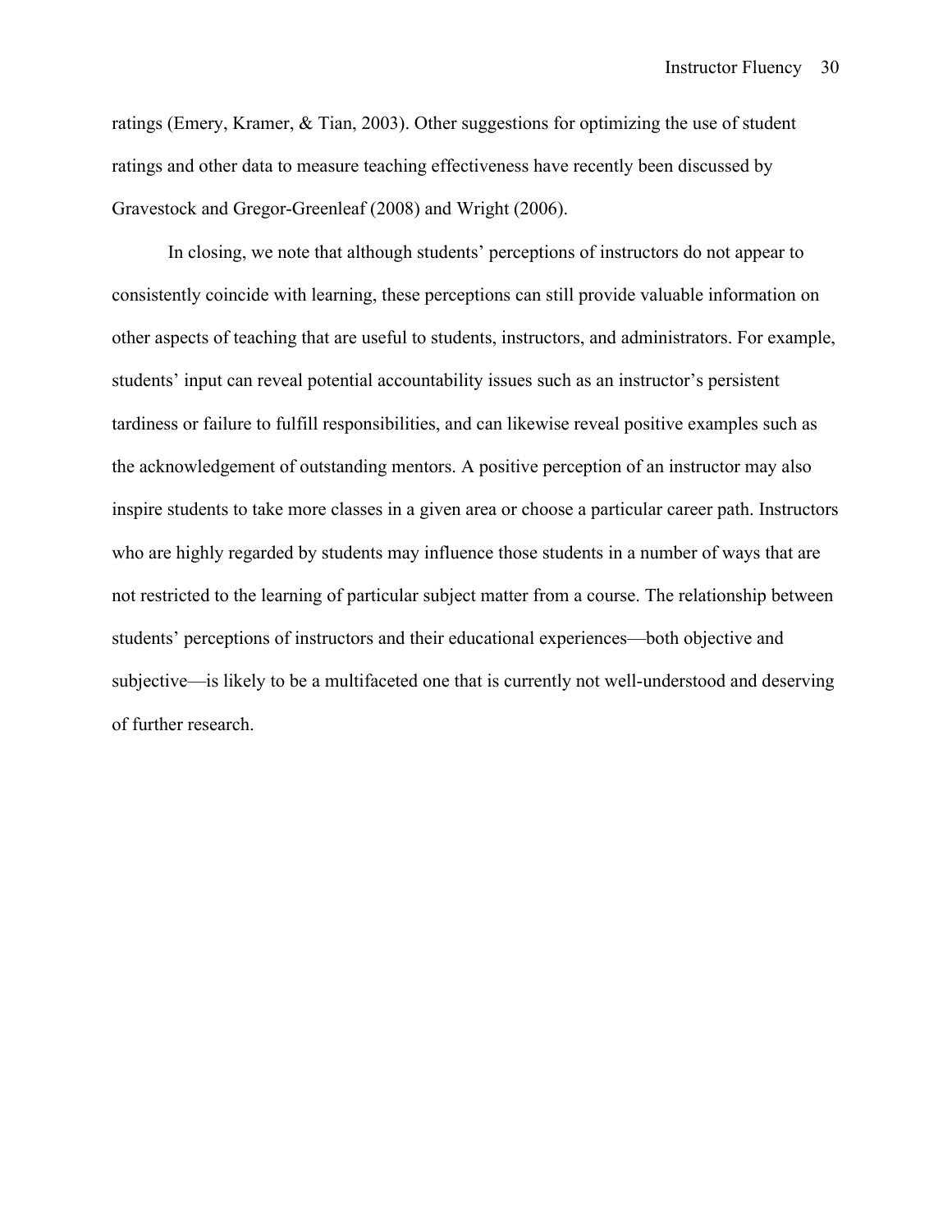ratings (Emery, Kramer, & Tian, 2003). Other suggestions for optimizing the use of student ratings and other data to measure teaching effectiveness have recently been discussed by Gravestock and Gregor-Greenleaf (2008) and Wright (2006).

In closing, we note that although students' perceptions of instructors do not appear to consistently coincide with learning, these perceptions can still provide valuable information on other aspects of teaching that are useful to students, instructors, and administrators. For example, students' input can reveal potential accountability issues such as an instructor's persistent tardiness or failure to fulfill responsibilities, and can likewise reveal positive examples such as the acknowledgement of outstanding mentors. A positive perception of an instructor may also inspire students to take more classes in a given area or choose a particular career path. Instructors who are highly regarded by students may influence those students in a number of ways that are not restricted to the learning of particular subject matter from a course. The relationship between students' perceptions of instructors and their educational experiences—both objective and subjective—is likely to be a multifaceted one that is currently not well-understood and deserving of further research.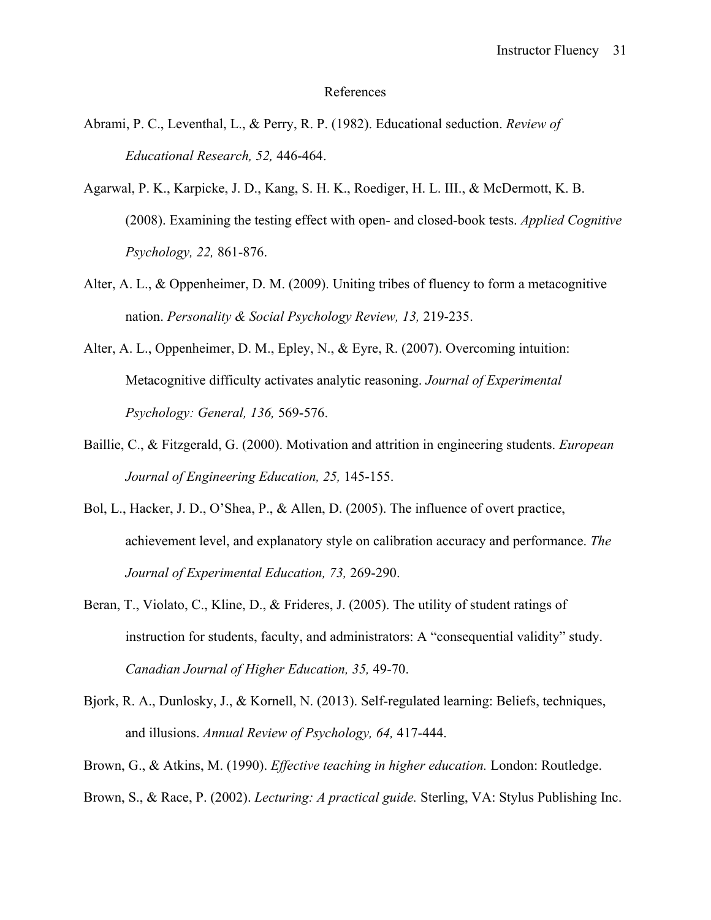# References

Abrami, P. C., Leventhal, L., & Perry, R. P. (1982). Educational seduction. *Review of Educational Research, 52,* 446-464.

Agarwal, P. K., Karpicke, J. D., Kang, S. H. K., Roediger, H. L. III., & McDermott, K. B. (2008). Examining the testing effect with open- and closed-book tests. *Applied Cognitive Psychology, 22,* 861-876.

Alter, A. L., & Oppenheimer, D. M. (2009). Uniting tribes of fluency to form a metacognitive nation. *Personality & Social Psychology Review, 13,* 219-235.

Alter, A. L., Oppenheimer, D. M., Epley, N., & Eyre, R. (2007). Overcoming intuition: Metacognitive difficulty activates analytic reasoning. *Journal of Experimental Psychology: General, 136,* 569-576.

Baillie, C., & Fitzgerald, G. (2000). Motivation and attrition in engineering students. *European Journal of Engineering Education, 25,* 145-155.

Bol, L., Hacker, J. D., O'Shea, P., & Allen, D. (2005). The influence of overt practice, achievement level, and explanatory style on calibration accuracy and performance. *The Journal of Experimental Education, 73,* 269-290.

Beran, T., Violato, C., Kline, D., & Frideres, J. (2005). The utility of student ratings of instruction for students, faculty, and administrators: A "consequential validity" study. *Canadian Journal of Higher Education, 35,* 49-70.

Bjork, R. A., Dunlosky, J., & Kornell, N. (2013). Self-regulated learning: Beliefs, techniques, and illusions. *Annual Review of Psychology, 64,* 417-444.

Brown, G., & Atkins, M. (1990). *Effective teaching in higher education.* London: Routledge.

Brown, S., & Race, P. (2002). *Lecturing: A practical guide.* Sterling, VA: Stylus Publishing Inc.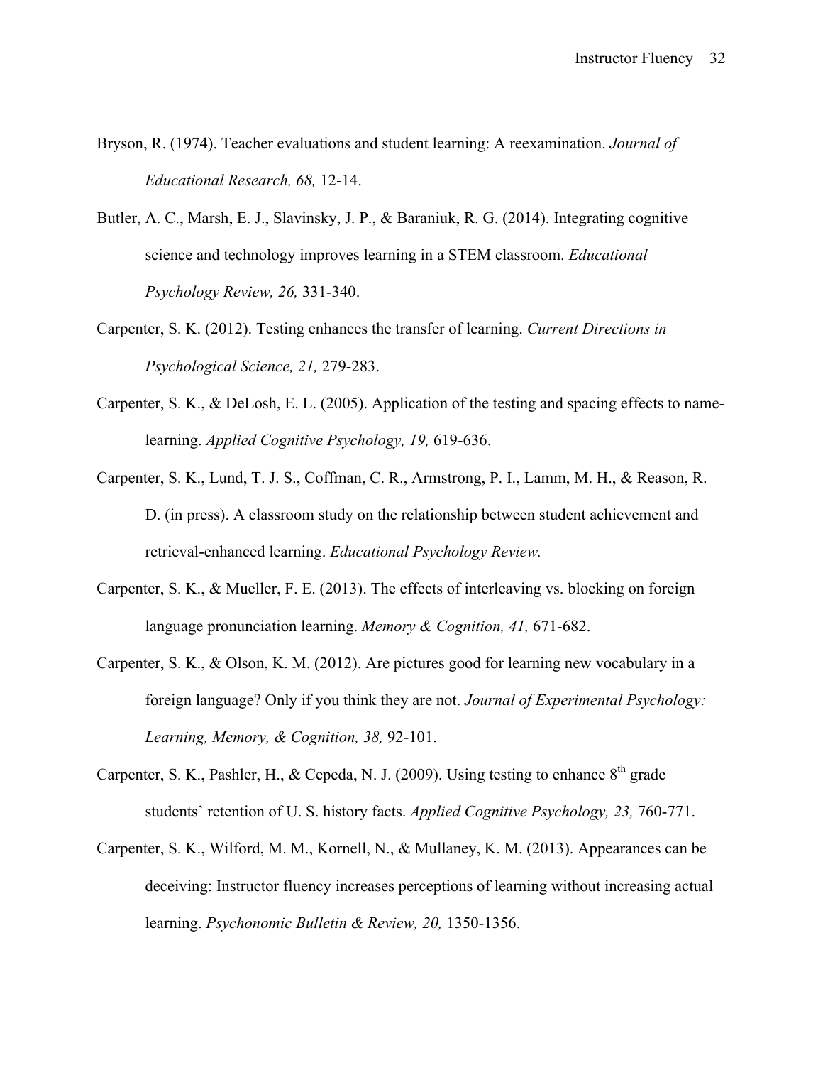Bryson, R. (1974). Teacher evaluations and student learning: A reexamination. *Journal of Educational Research, 68,* 12-14.

Butler, A. C., Marsh, E. J., Slavinsky, J. P., & Baraniuk, R. G. (2014). Integrating cognitive science and technology improves learning in a STEM classroom. *Educational Psychology Review, 26,* 331-340.

Carpenter, S. K. (2012). Testing enhances the transfer of learning. *Current Directions in Psychological Science, 21,* 279-283.

Carpenter, S. K., & DeLosh, E. L. (2005). Application of the testing and spacing effects to name-learning. *Applied Cognitive Psychology, 19,* 619-636.

Carpenter, S. K., Lund, T. J. S., Coffman, C. R., Armstrong, P. I., Lamm, M. H., & Reason, R. D. (in press). A classroom study on the relationship between student achievement and retrieval-enhanced learning. *Educational Psychology Review.*

Carpenter, S. K., & Mueller, F. E. (2013). The effects of interleaving vs. blocking on foreign language pronunciation learning. *Memory & Cognition, 41,* 671-682.

Carpenter, S. K., & Olson, K. M. (2012). Are pictures good for learning new vocabulary in a foreign language? Only if you think they are not. *Journal of Experimental Psychology: Learning, Memory, & Cognition, 38,* 92-101.

Carpenter, S. K., Pashler, H., & Cepeda, N. J. (2009). Using testing to enhance 8th grade students' retention of U. S. history facts. *Applied Cognitive Psychology, 23,* 760-771.

Carpenter, S. K., Wilford, M. M., Kornell, N., & Mullaney, K. M. (2013). Appearances can be deceiving: Instructor fluency increases perceptions of learning without increasing actual learning. *Psychonomic Bulletin & Review, 20,* 1350-1356.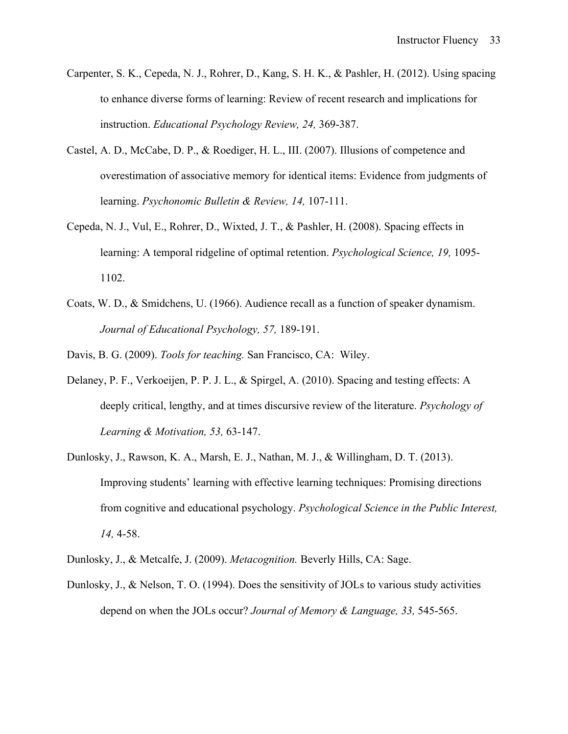Carpenter, S. K., Cepeda, N. J., Rohrer, D., Kang, S. H. K., & Pashler, H. (2012). Using spacing to enhance diverse forms of learning: Review of recent research and implications for instruction. *Educational Psychology Review, 24,* 369-387.

Castel, A. D., McCabe, D. P., & Roediger, H. L., III. (2007). Illusions of competence and overestimation of associative memory for identical items: Evidence from judgments of learning. *Psychonomic Bulletin & Review, 14,* 107-111.

Cepeda, N. J., Vul, E., Rohrer, D., Wixted, J. T., & Pashler, H. (2008). Spacing effects in learning: A temporal ridgeline of optimal retention. *Psychological Science, 19,* 1095-1102.

Coats, W. D., & Smidchens, U. (1966). Audience recall as a function of speaker dynamism. *Journal of Educational Psychology, 57,* 189-191.

Davis, B. G. (2009). *Tools for teaching.* San Francisco, CA: Wiley.

Delaney, P. F., Verkoeijen, P. P. J. L., & Spirgel, A. (2010). Spacing and testing effects: A deeply critical, lengthy, and at times discursive review of the literature. *Psychology of Learning & Motivation, 53,* 63-147.

Dunlosky, J., Rawson, K. A., Marsh, E. J., Nathan, M. J., & Willingham, D. T. (2013). Improving students' learning with effective learning techniques: Promising directions from cognitive and educational psychology. *Psychological Science in the Public Interest, 14,* 4-58.

Dunlosky, J., & Metcalfe, J. (2009). *Metacognition.* Beverly Hills, CA: Sage.

Dunlosky, J., & Nelson, T. O. (1994). Does the sensitivity of JOLs to various study activities depend on when the JOLs occur? *Journal of Memory & Language, 33,* 545-565.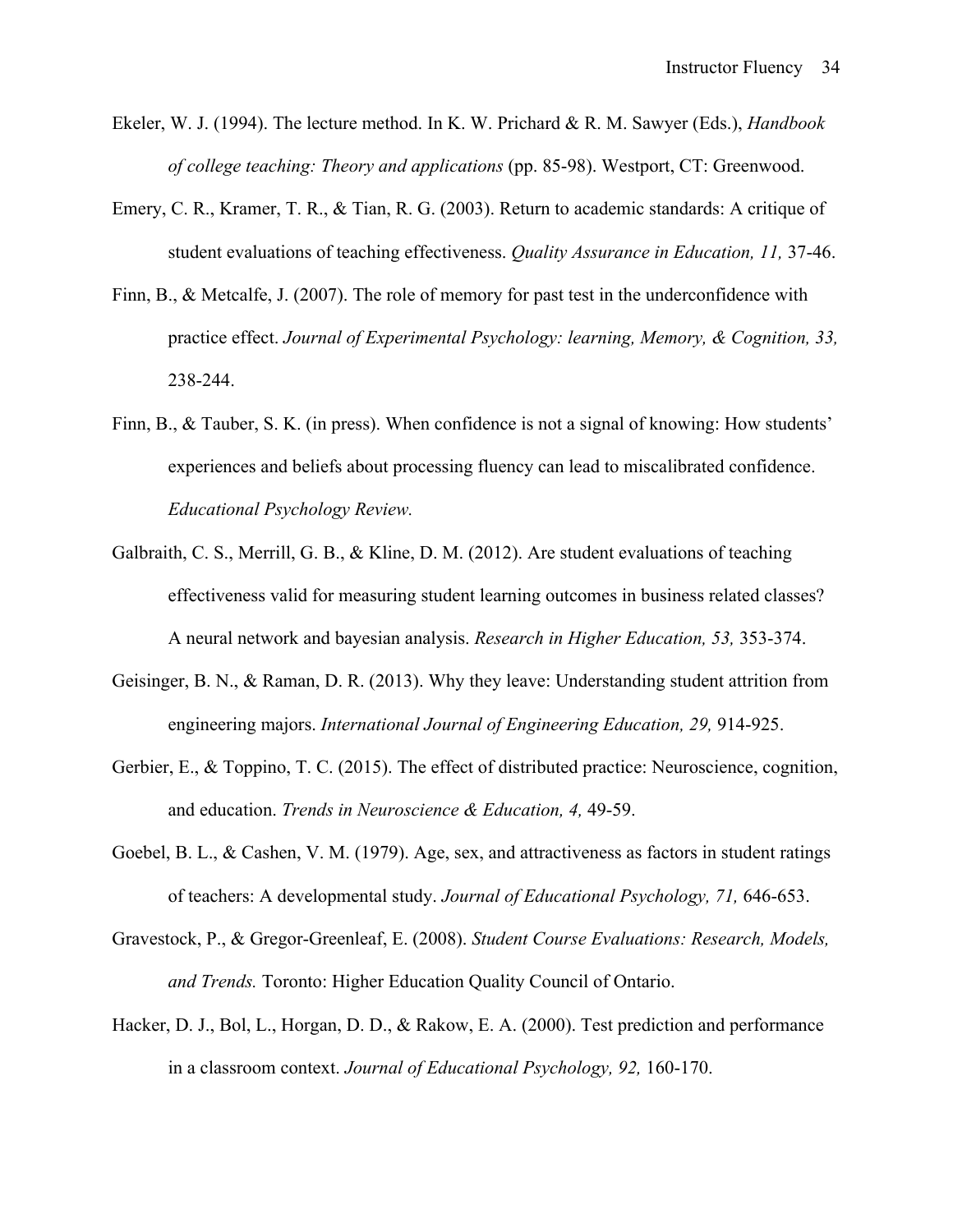Ekeler, W. J. (1994). The lecture method. In K. W. Prichard & R. M. Sawyer (Eds.), *Handbook of college teaching: Theory and applications* (pp. 85-98). Westport, CT: Greenwood.

Emery, C. R., Kramer, T. R., & Tian, R. G. (2003). Return to academic standards: A critique of student evaluations of teaching effectiveness. *Quality Assurance in Education, 11,* 37-46.

Finn, B., & Metcalfe, J. (2007). The role of memory for past test in the underconfidence with practice effect. *Journal of Experimental Psychology: learning, Memory, & Cognition, 33,* 238-244.

Finn, B., & Tauber, S. K. (in press). When confidence is not a signal of knowing: How students' experiences and beliefs about processing fluency can lead to miscalibrated confidence. *Educational Psychology Review.*

Galbraith, C. S., Merrill, G. B., & Kline, D. M. (2012). Are student evaluations of teaching effectiveness valid for measuring student learning outcomes in business related classes? A neural network and bayesian analysis. *Research in Higher Education, 53,* 353-374.

Geisinger, B. N., & Raman, D. R. (2013). Why they leave: Understanding student attrition from engineering majors. *International Journal of Engineering Education, 29,* 914-925.

Gerbier, E., & Toppino, T. C. (2015). The effect of distributed practice: Neuroscience, cognition, and education. *Trends in Neuroscience & Education, 4,* 49-59.

Goebel, B. L., & Cashen, V. M. (1979). Age, sex, and attractiveness as factors in student ratings of teachers: A developmental study. *Journal of Educational Psychology, 71,* 646-653.

Gravestock, P., & Gregor-Greenleaf, E. (2008). *Student Course Evaluations: Research, Models, and Trends.* Toronto: Higher Education Quality Council of Ontario.

Hacker, D. J., Bol, L., Horgan, D. D., & Rakow, E. A. (2000). Test prediction and performance in a classroom context. *Journal of Educational Psychology, 92,* 160-170.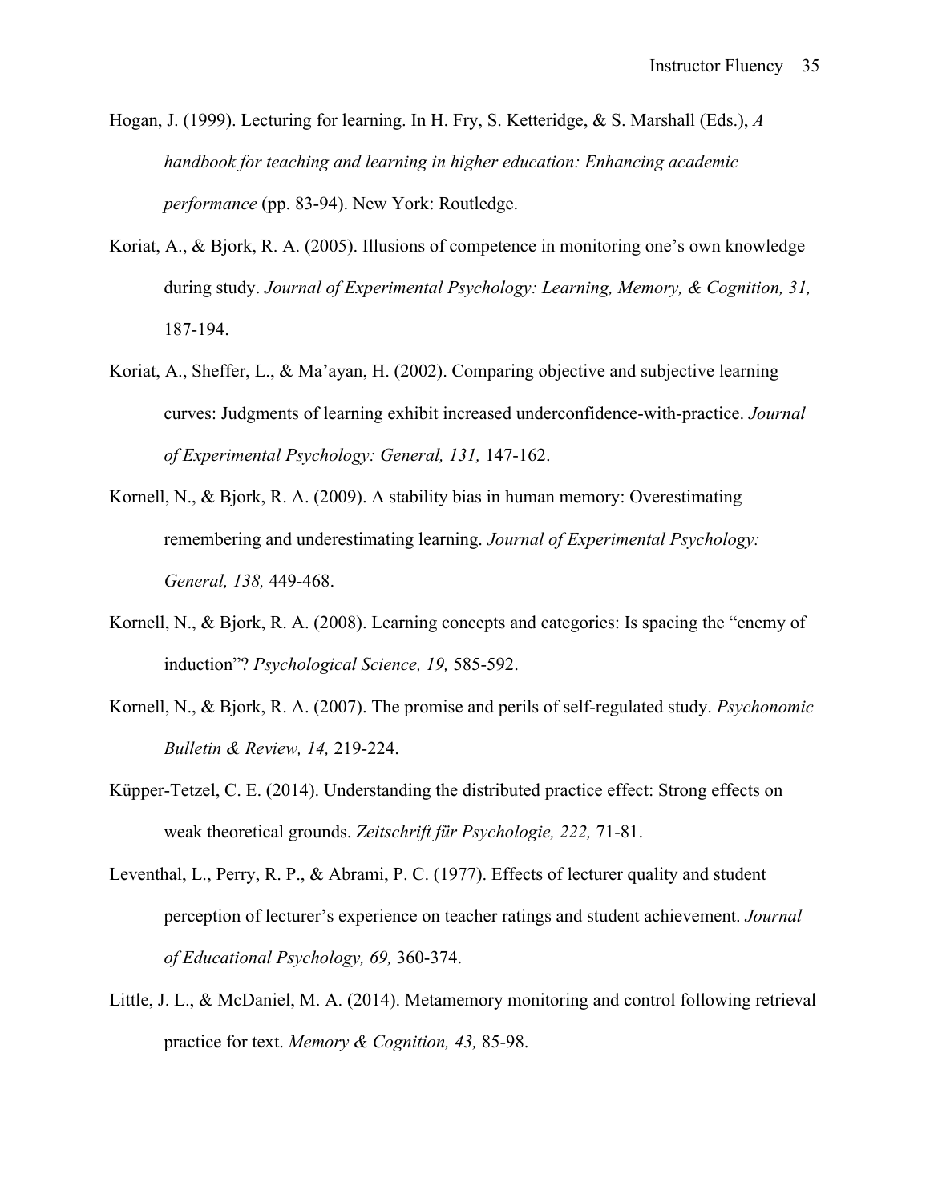Hogan, J. (1999). Lecturing for learning. In H. Fry, S. Ketteridge, & S. Marshall (Eds.), *A handbook for teaching and learning in higher education: Enhancing academic performance* (pp. 83-94). New York: Routledge.

Koriat, A., & Bjork, R. A. (2005). Illusions of competence in monitoring one's own knowledge during study. *Journal of Experimental Psychology: Learning, Memory, & Cognition, 31,* 187-194.

Koriat, A., Sheffer, L., & Ma'ayan, H. (2002). Comparing objective and subjective learning curves: Judgments of learning exhibit increased underconfidence-with-practice. *Journal of Experimental Psychology: General, 131,* 147-162.

Kornell, N., & Bjork, R. A. (2009). A stability bias in human memory: Overestimating remembering and underestimating learning. *Journal of Experimental Psychology: General, 138,* 449-468.

Kornell, N., & Bjork, R. A. (2008). Learning concepts and categories: Is spacing the "enemy of induction"? *Psychological Science, 19,* 585-592.

Kornell, N., & Bjork, R. A. (2007). The promise and perils of self-regulated study. *Psychonomic Bulletin & Review, 14,* 219-224.

Küpper-Tetzel, C. E. (2014). Understanding the distributed practice effect: Strong effects on weak theoretical grounds. *Zeitschrift für Psychologie, 222,* 71-81.

Leventhal, L., Perry, R. P., & Abrami, P. C. (1977). Effects of lecturer quality and student perception of lecturer's experience on teacher ratings and student achievement. *Journal of Educational Psychology, 69,* 360-374.

Little, J. L., & McDaniel, M. A. (2014). Metamemory monitoring and control following retrieval practice for text. *Memory & Cognition, 43,* 85-98.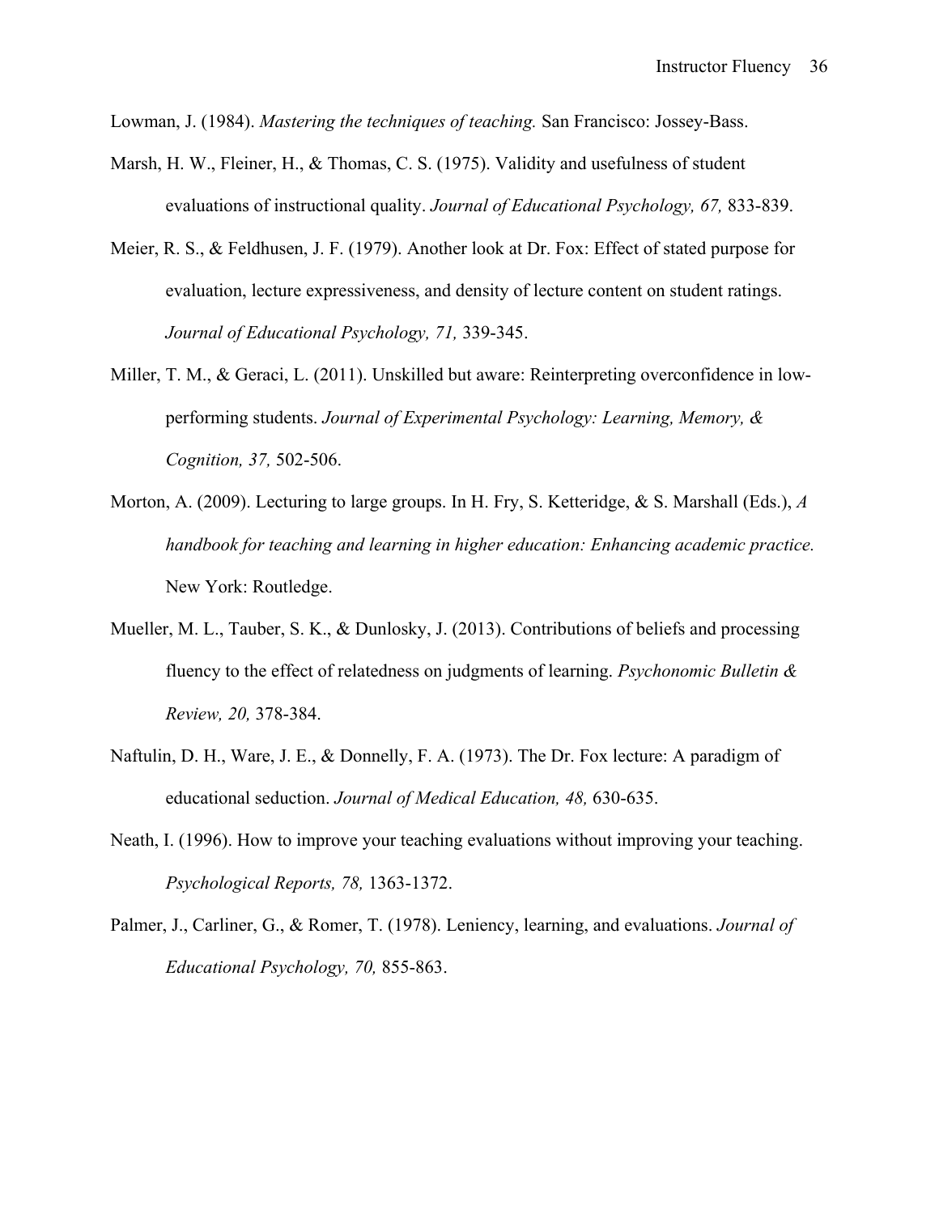Lowman, J. (1984). *Mastering the techniques of teaching.* San Francisco: Jossey-Bass.

Marsh, H. W., Fleiner, H., & Thomas, C. S. (1975). Validity and usefulness of student evaluations of instructional quality. *Journal of Educational Psychology, 67,* 833-839.

Meier, R. S., & Feldhusen, J. F. (1979). Another look at Dr. Fox: Effect of stated purpose for evaluation, lecture expressiveness, and density of lecture content on student ratings. *Journal of Educational Psychology, 71,* 339-345.

Miller, T. M., & Geraci, L. (2011). Unskilled but aware: Reinterpreting overconfidence in low-performing students. *Journal of Experimental Psychology: Learning, Memory, & Cognition, 37,* 502-506.

Morton, A. (2009). Lecturing to large groups. In H. Fry, S. Ketteridge, & S. Marshall (Eds.), *A handbook for teaching and learning in higher education: Enhancing academic practice.* New York: Routledge.

Mueller, M. L., Tauber, S. K., & Dunlosky, J. (2013). Contributions of beliefs and processing fluency to the effect of relatedness on judgments of learning. *Psychonomic Bulletin & Review, 20,* 378-384.

Naftulin, D. H., Ware, J. E., & Donnelly, F. A. (1973). The Dr. Fox lecture: A paradigm of educational seduction. *Journal of Medical Education, 48,* 630-635.

Neath, I. (1996). How to improve your teaching evaluations without improving your teaching. *Psychological Reports, 78,* 1363-1372.

Palmer, J., Carliner, G., & Romer, T. (1978). Leniency, learning, and evaluations. *Journal of Educational Psychology, 70,* 855-863.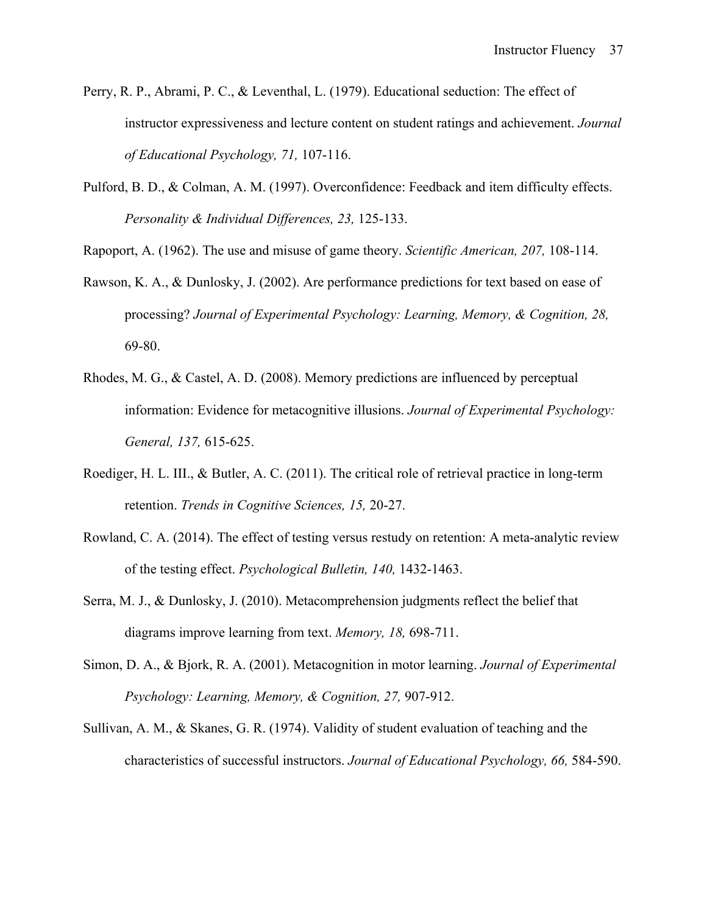Perry, R. P., Abrami, P. C., & Leventhal, L. (1979). Educational seduction: The effect of instructor expressiveness and lecture content on student ratings and achievement. *Journal of Educational Psychology, 71,* 107-116.

Pulford, B. D., & Colman, A. M. (1997). Overconfidence: Feedback and item difficulty effects. *Personality & Individual Differences, 23,* 125-133.

Rapoport, A. (1962). The use and misuse of game theory. *Scientific American, 207,* 108-114.

Rawson, K. A., & Dunlosky, J. (2002). Are performance predictions for text based on ease of processing? *Journal of Experimental Psychology: Learning, Memory, & Cognition, 28,* 69-80.

Rhodes, M. G., & Castel, A. D. (2008). Memory predictions are influenced by perceptual information: Evidence for metacognitive illusions. *Journal of Experimental Psychology: General, 137,* 615-625.

Roediger, H. L. III., & Butler, A. C. (2011). The critical role of retrieval practice in long-term retention. *Trends in Cognitive Sciences, 15,* 20-27.

Rowland, C. A. (2014). The effect of testing versus restudy on retention: A meta-analytic review of the testing effect. *Psychological Bulletin, 140,* 1432-1463.

Serra, M. J., & Dunlosky, J. (2010). Metacomprehension judgments reflect the belief that diagrams improve learning from text. *Memory, 18,* 698-711.

Simon, D. A., & Bjork, R. A. (2001). Metacognition in motor learning. *Journal of Experimental Psychology: Learning, Memory, & Cognition, 27,* 907-912.

Sullivan, A. M., & Skanes, G. R. (1974). Validity of student evaluation of teaching and the characteristics of successful instructors. *Journal of Educational Psychology, 66,* 584-590.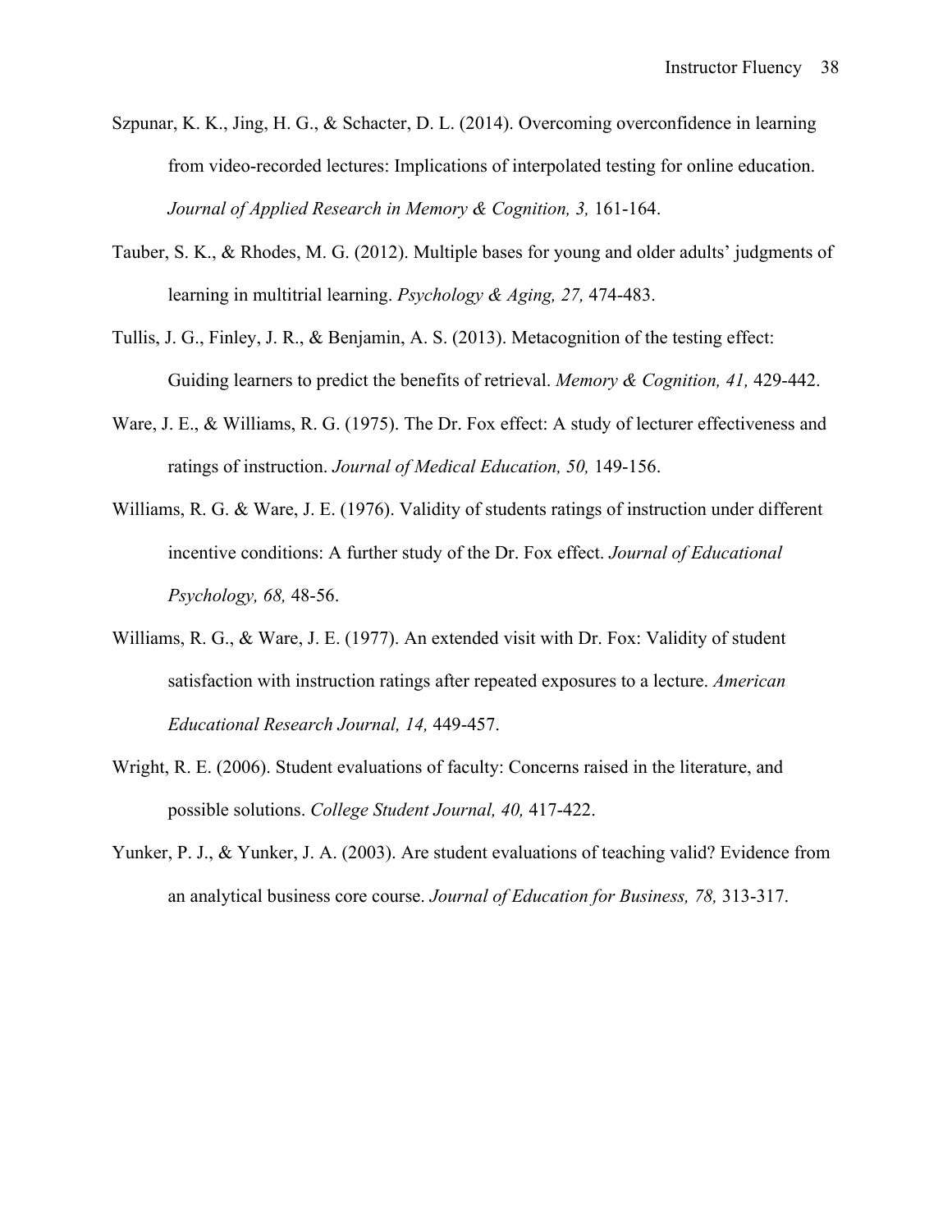Szpunar, K. K., Jing, H. G., & Schacter, D. L. (2014). Overcoming overconfidence in learning from video-recorded lectures: Implications of interpolated testing for online education. *Journal of Applied Research in Memory & Cognition, 3,* 161-164.

Tauber, S. K., & Rhodes, M. G. (2012). Multiple bases for young and older adults' judgments of learning in multitrial learning. *Psychology & Aging, 27,* 474-483.

Tullis, J. G., Finley, J. R., & Benjamin, A. S. (2013). Metacognition of the testing effect: Guiding learners to predict the benefits of retrieval. *Memory & Cognition, 41,* 429-442.

Ware, J. E., & Williams, R. G. (1975). The Dr. Fox effect: A study of lecturer effectiveness and ratings of instruction. *Journal of Medical Education, 50,* 149-156.

Williams, R. G. & Ware, J. E. (1976). Validity of students ratings of instruction under different incentive conditions: A further study of the Dr. Fox effect. *Journal of Educational Psychology, 68,* 48-56.

Williams, R. G., & Ware, J. E. (1977). An extended visit with Dr. Fox: Validity of student satisfaction with instruction ratings after repeated exposures to a lecture. *American Educational Research Journal, 14,* 449-457.

Wright, R. E. (2006). Student evaluations of faculty: Concerns raised in the literature, and possible solutions. *College Student Journal, 40,* 417-422.

Yunker, P. J., & Yunker, J. A. (2003). Are student evaluations of teaching valid? Evidence from an analytical business core course. *Journal of Education for Business, 78,* 313-317.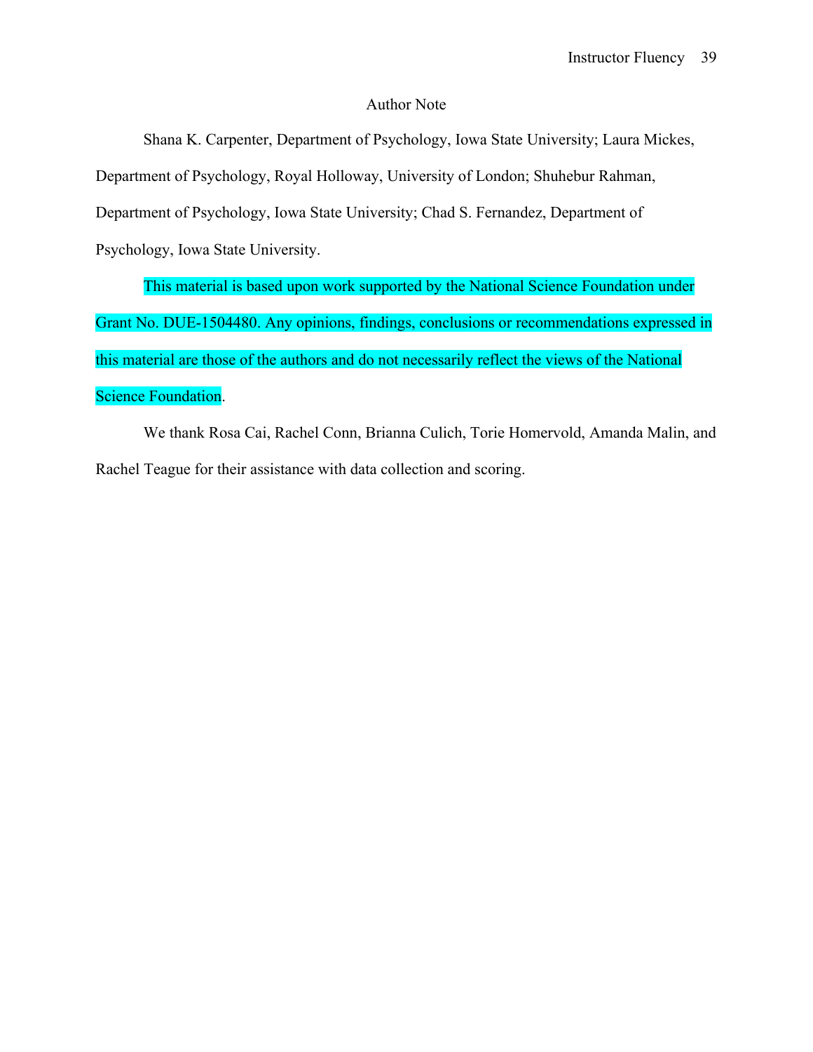# Author Note

Shana K. Carpenter, Department of Psychology, Iowa State University; Laura Mickes, Department of Psychology, Royal Holloway, University of London; Shuhebur Rahman, Department of Psychology, Iowa State University; Chad S. Fernandez, Department of Psychology, Iowa State University.

This material is based upon work supported by the National Science Foundation under Grant No. DUE-1504480. Any opinions, findings, conclusions or recommendations expressed in this material are those of the authors and do not necessarily reflect the views of the National Science Foundation.

We thank Rosa Cai, Rachel Conn, Brianna Culich, Torie Homervold, Amanda Malin, and Rachel Teague for their assistance with data collection and scoring.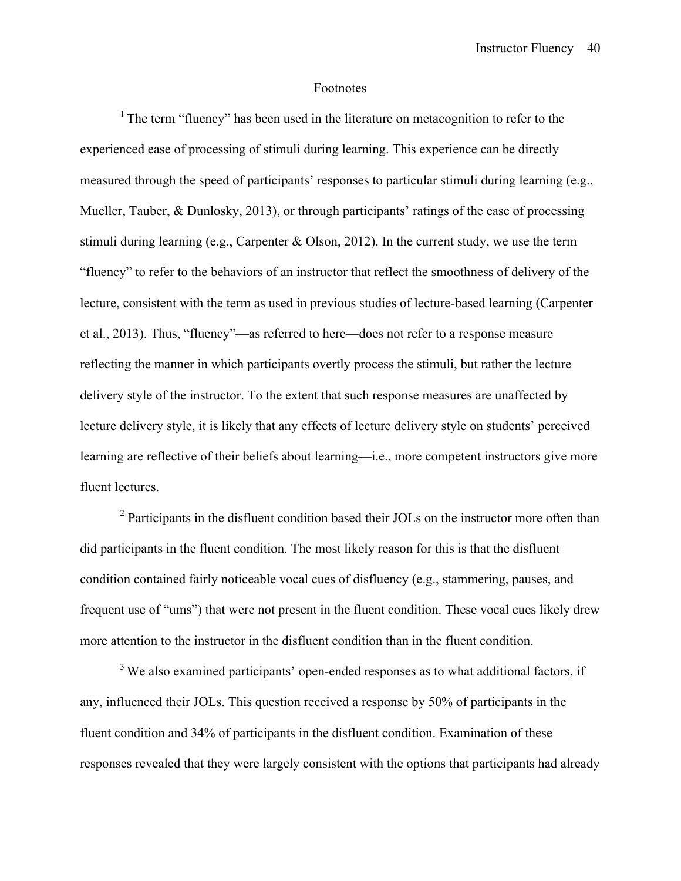Footnotes

[1] The term "fluency" has been used in the literature on metacognition to refer to the experienced ease of processing of stimuli during learning. This experience can be directly measured through the speed of participants' responses to particular stimuli during learning (e.g., Mueller, Tauber, & Dunlosky, 2013), or through participants' ratings of the ease of processing stimuli during learning (e.g., Carpenter & Olson, 2012). In the current study, we use the term "fluency" to refer to the behaviors of an instructor that reflect the smoothness of delivery of the lecture, consistent with the term as used in previous studies of lecture-based learning (Carpenter et al., 2013). Thus, "fluency"—as referred to here—does not refer to a response measure reflecting the manner in which participants overtly process the stimuli, but rather the lecture delivery style of the instructor. To the extent that such response measures are unaffected by lecture delivery style, it is likely that any effects of lecture delivery style on students' perceived learning are reflective of their beliefs about learning—i.e., more competent instructors give more fluent lectures.

[2] Participants in the disfluent condition based their JOLs on the instructor more often than did participants in the fluent condition. The most likely reason for this is that the disfluent condition contained fairly noticeable vocal cues of disfluency (e.g., stammering, pauses, and frequent use of "ums") that were not present in the fluent condition. These vocal cues likely drew more attention to the instructor in the disfluent condition than in the fluent condition.

[3] We also examined participants' open-ended responses as to what additional factors, if any, influenced their JOLs. This question received a response by 50% of participants in the fluent condition and 34% of participants in the disfluent condition. Examination of these responses revealed that they were largely consistent with the options that participants had already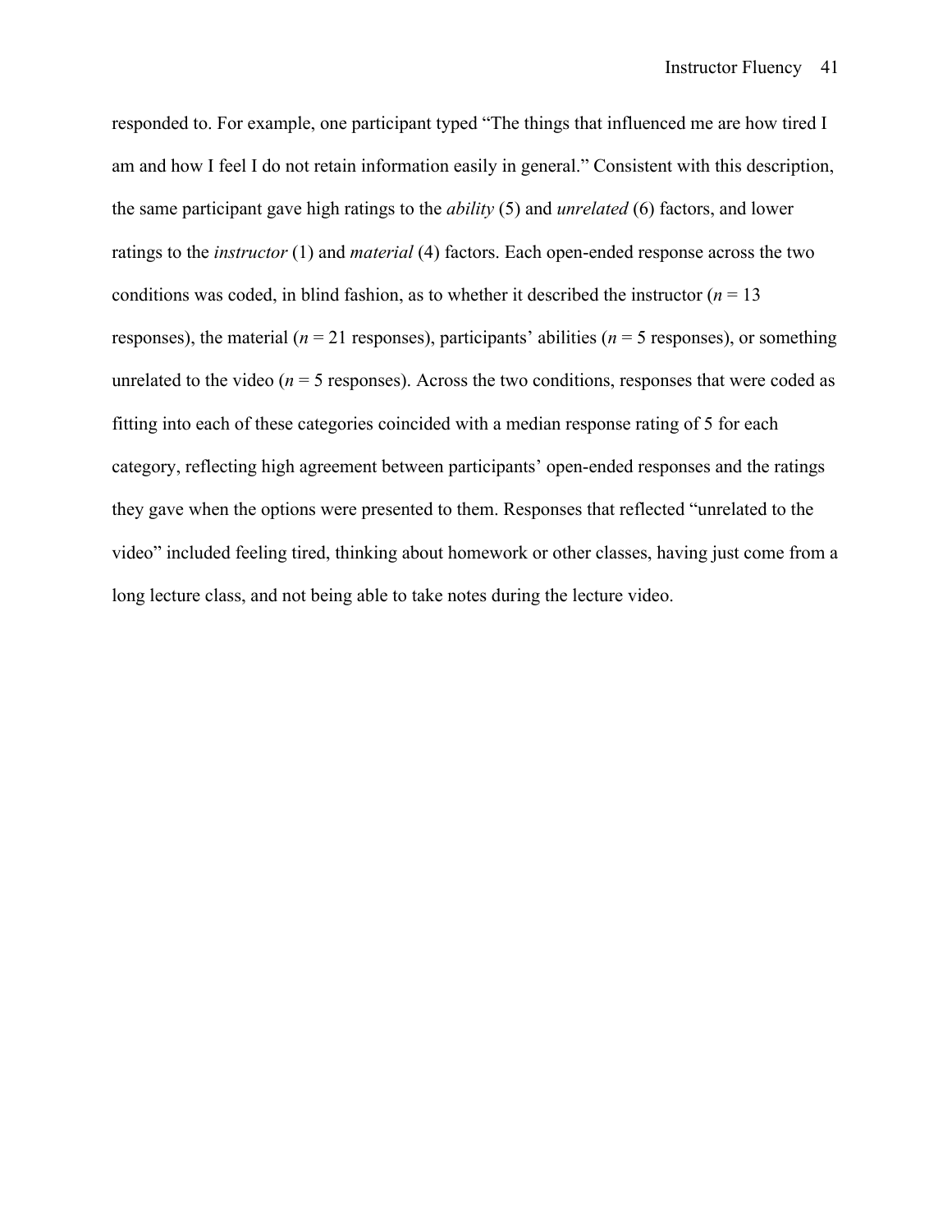responded to. For example, one participant typed "The things that influenced me are how tired I am and how I feel I do not retain information easily in general." Consistent with this description, the same participant gave high ratings to the *ability* (5) and *unrelated* (6) factors, and lower ratings to the *instructor* (1) and *material* (4) factors. Each open-ended response across the two conditions was coded, in blind fashion, as to whether it described the instructor ($n$ = 13 responses), the material ($n$ = 21 responses), participants' abilities ($n$ = 5 responses), or something unrelated to the video ($n$ = 5 responses). Across the two conditions, responses that were coded as fitting into each of these categories coincided with a median response rating of 5 for each category, reflecting high agreement between participants' open-ended responses and the ratings they gave when the options were presented to them. Responses that reflected "unrelated to the video" included feeling tired, thinking about homework or other classes, having just come from a long lecture class, and not being able to take notes during the lecture video.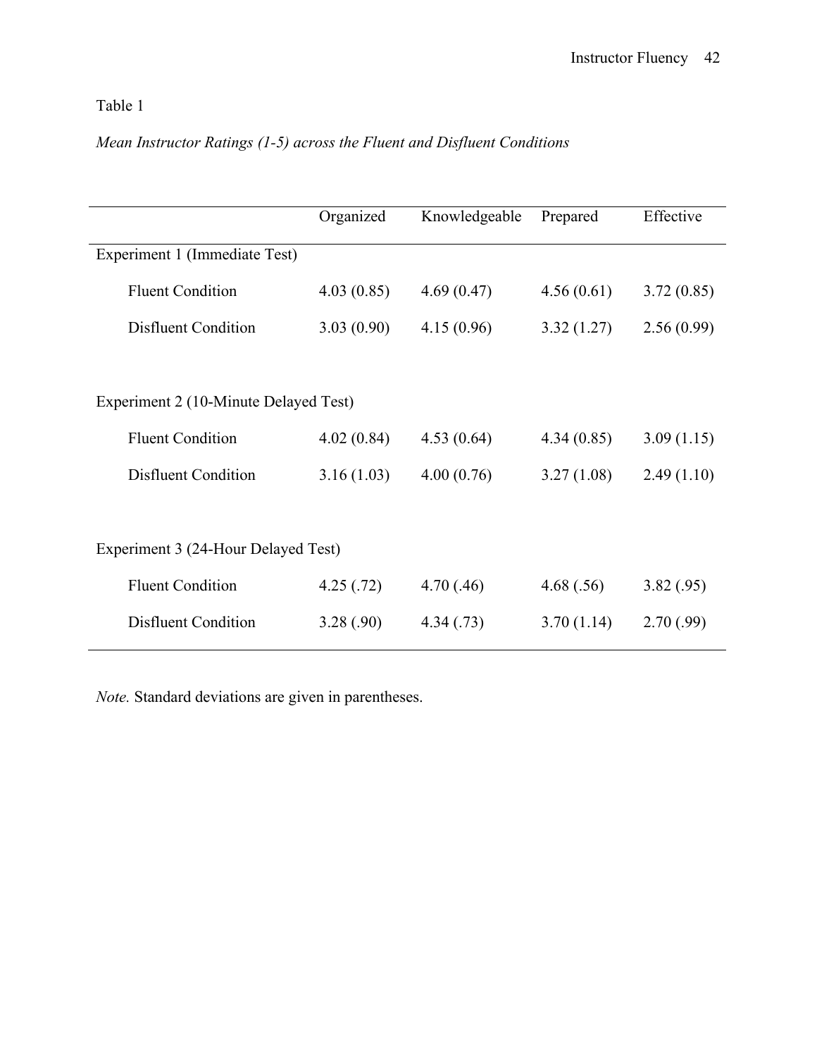Table 1

*Mean Instructor Ratings (1-5) across the Fluent and Disfluent Conditions*

| | Organized | Knowledgeable | Prepared | Effective |
|---|---|---|---|---|
| Experiment 1 (Immediate Test) | | | | |
| Fluent Condition | 4.03 (0.85) | 4.69 (0.47) | 4.56 (0.61) | 3.72 (0.85) |
| Disfluent Condition | 3.03 (0.90) | 4.15 (0.96) | 3.32 (1.27) | 2.56 (0.99) |
| Experiment 2 (10-Minute Delayed Test) | | | | |
| Fluent Condition | 4.02 (0.84) | 4.53 (0.64) | 4.34 (0.85) | 3.09 (1.15) |
| Disfluent Condition | 3.16 (1.03) | 4.00 (0.76) | 3.27 (1.08) | 2.49 (1.10) |
| Experiment 3 (24-Hour Delayed Test) | | | | |
| Fluent Condition | 4.25 (.72) | 4.70 (.46) | 4.68 (.56) | 3.82 (.95) |
| Disfluent Condition | 3.28 (.90) | 4.34 (.73) | 3.70 (1.14) | 2.70 (.99) |

*Note.* Standard deviations are given in parentheses.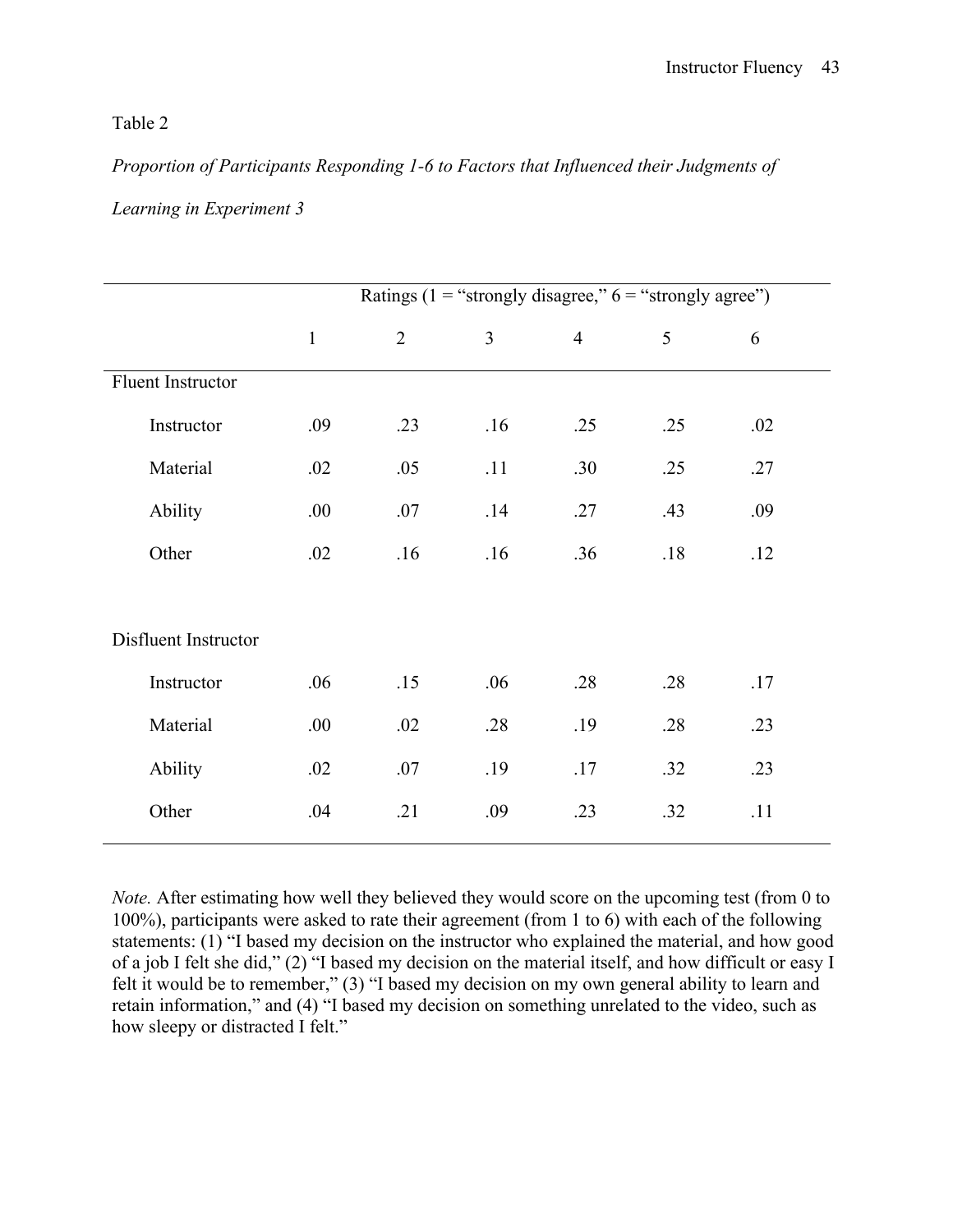Table 2

*Proportion of Participants Responding 1-6 to Factors that Influenced their Judgments of Learning in Experiment 3*

| | Ratings (1 = "strongly disagree," 6 = "strongly agree") | | | | | |
|---|---|---|---|---|---|---|
| | 1 | 2 | 3 | 4 | 5 | 6 |
| Fluent Instructor | | | | | | |
| Instructor | .09 | .23 | .16 | .25 | .25 | .02 |
| Material | .02 | .05 | .11 | .30 | .25 | .27 |
| Ability | .00 | .07 | .14 | .27 | .43 | .09 |
| Other | .02 | .16 | .16 | .36 | .18 | .12 |
| Disfluent Instructor | | | | | | |
| Instructor | .06 | .15 | .06 | .28 | .28 | .17 |
| Material | .00 | .02 | .28 | .19 | .28 | .23 |
| Ability | .02 | .07 | .19 | .17 | .32 | .23 |
| Other | .04 | .21 | .09 | .23 | .32 | .11 |

*Note.* After estimating how well they believed they would score on the upcoming test (from 0 to 100%), participants were asked to rate their agreement (from 1 to 6) with each of the following statements: (1) "I based my decision on the instructor who explained the material, and how good of a job I felt she did," (2) "I based my decision on the material itself, and how difficult or easy I felt it would be to remember," (3) "I based my decision on my own general ability to learn and retain information," and (4) "I based my decision on something unrelated to the video, such as how sleepy or distracted I felt."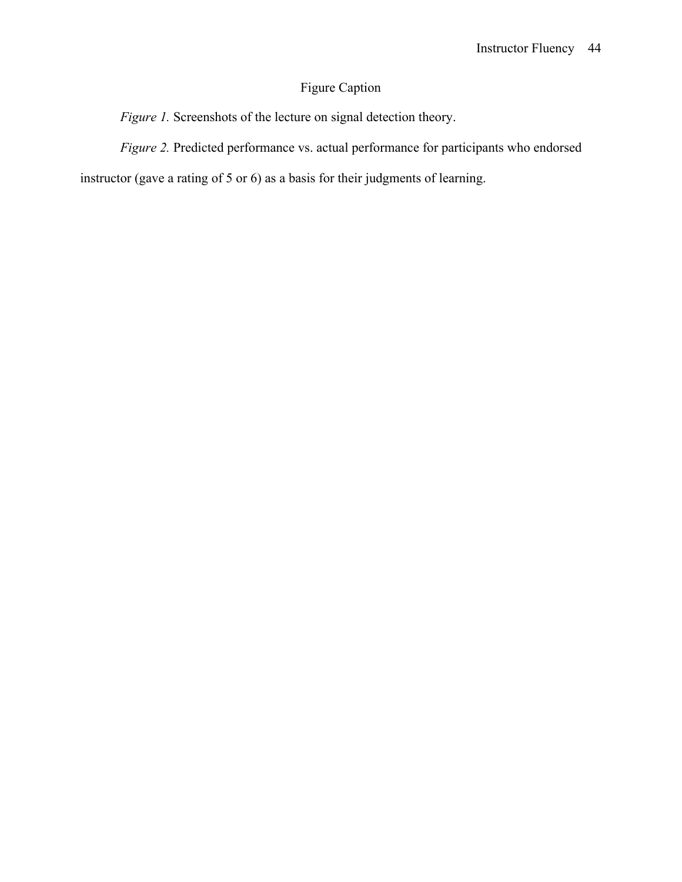# Figure Caption

*Figure 1.* Screenshots of the lecture on signal detection theory.

*Figure 2.* Predicted performance vs. actual performance for participants who endorsed instructor (gave a rating of 5 or 6) as a basis for their judgments of learning.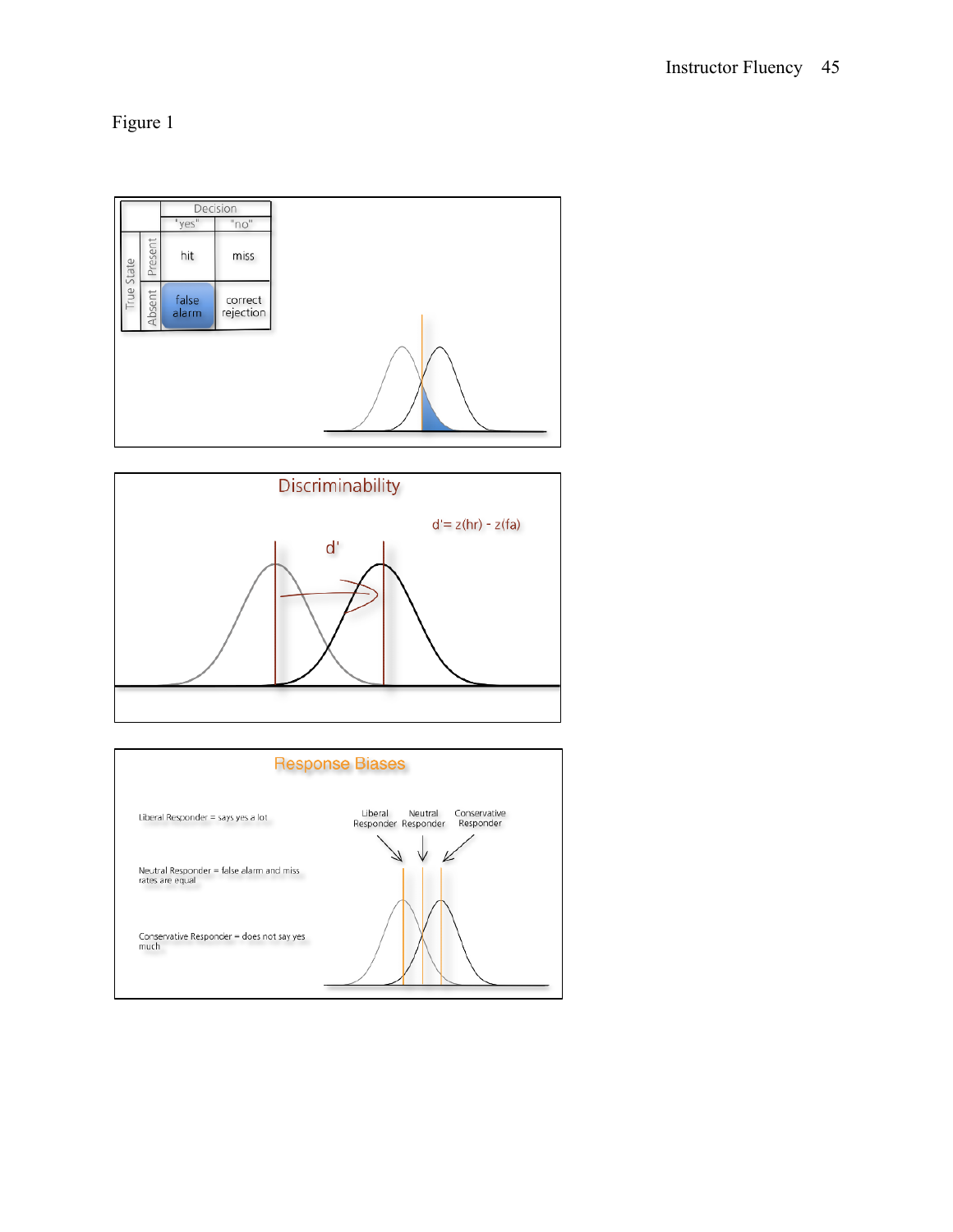Figure 1

| | | Decision | |
|---|---|---|---|
| | | "yes" | "no" |
| True State | Present | hit | miss |
| | Absent | false alarm | correct rejection |

Discriminability

d'

$d' = z(hr) - z(fa)$

Response Biases

Liberal Responder = says yes a lot

Neutral Responder = false alarm and miss rates are equal

Conservative Responder = does not say yes much

Liberal Responder Neutral Responder Conservative Responder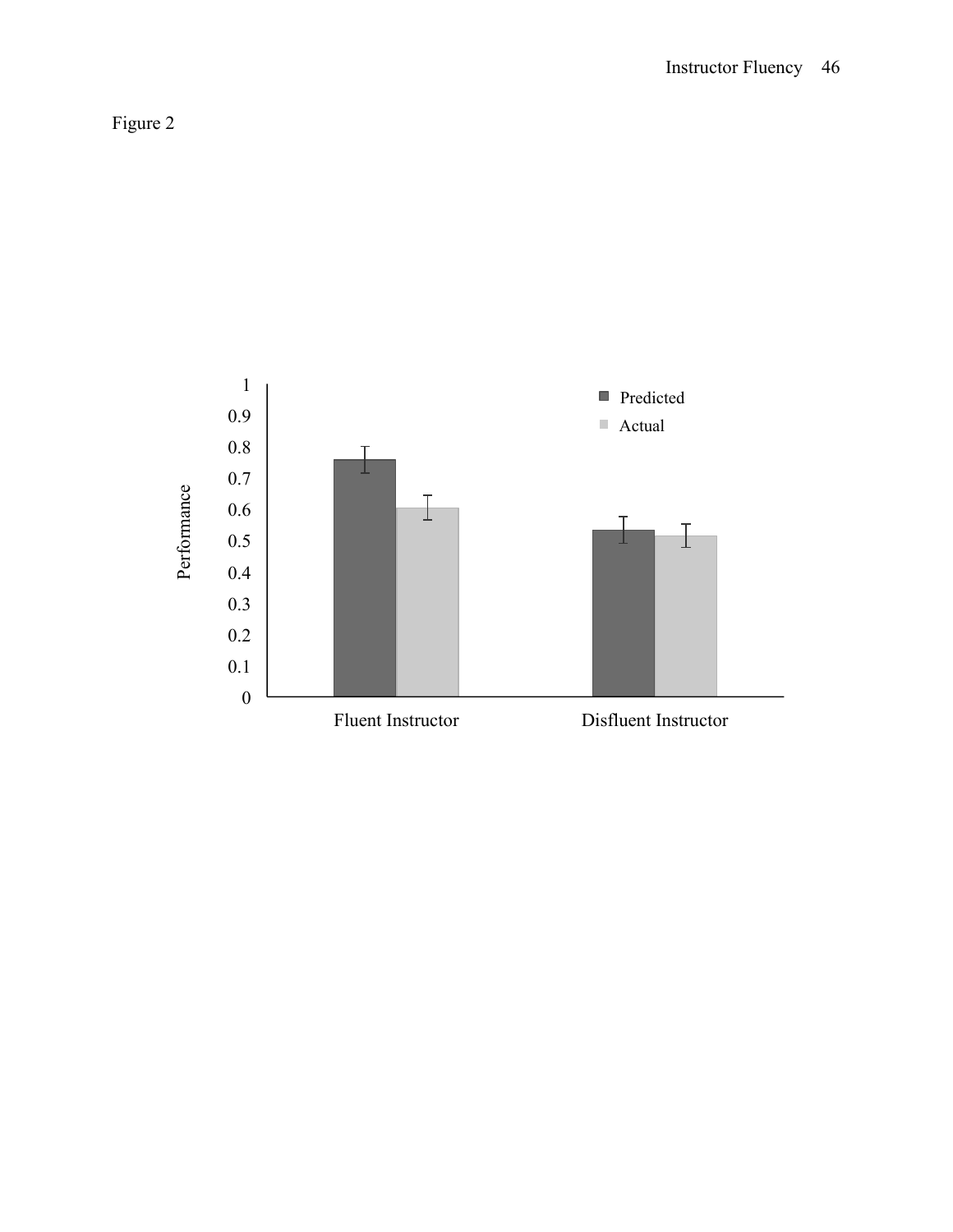Figure 2

1
0.9
0.8
0.7
0.6
0.5
0.4
0.3
0.2
0.1
0

Performance

Predicted
Actual

Fluent Instructor
Disfluent Instructor